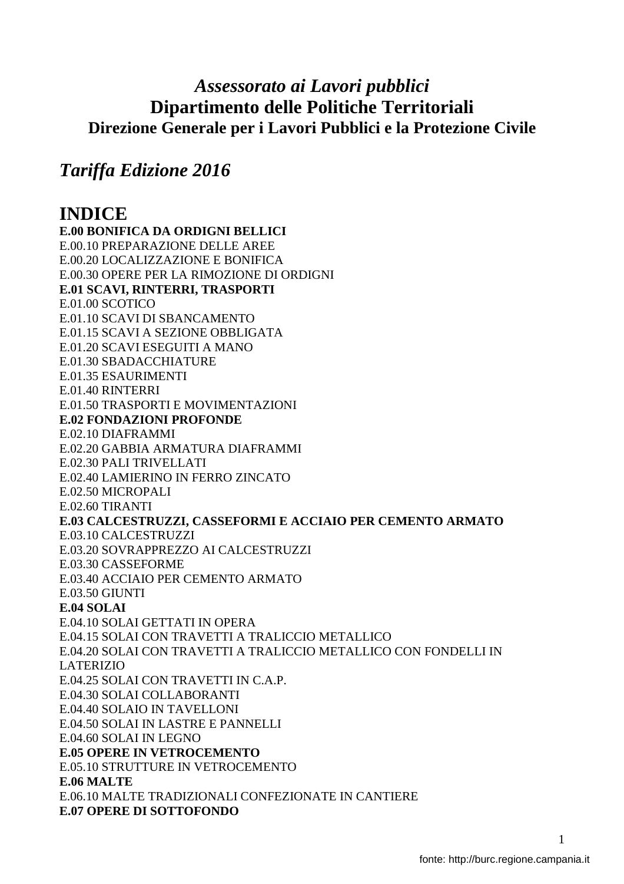# *Assessorato ai Lavori pubblici*
## Dipartimento delle Politiche Territoriali
### Direzione Generale per i Lavori Pubblici e la Protezione Civile

## *Tariffa Edizione 2016*

# INDICE

**E.00 BONIFICA DA ORDIGNI BELLICI**
E.00.10 PREPARAZIONE DELLE AREE
E.00.20 LOCALIZZAZIONE E BONIFICA
E.00.30 OPERE PER LA RIMOZIONE DI ORDIGNI
**E.01 SCAVI, RINTERRI, TRASPORTI**
E.01.00 SCOTICO
E.01.10 SCAVI DI SBANCAMENTO
E.01.15 SCAVI A SEZIONE OBBLIGATA
E.01.20 SCAVI ESEGUITI A MANO
E.01.30 SBADACCHIATURE
E.01.35 ESAURIMENTI
E.01.40 RINTERRI
E.01.50 TRASPORTI E MOVIMENTAZIONI
**E.02 FONDAZIONI PROFONDE**
E.02.10 DIAFRAMMI
E.02.20 GABBIA ARMATURA DIAFRAMMI
E.02.30 PALI TRIVELLATI
E.02.40 LAMIERINO IN FERRO ZINCATO
E.02.50 MICROPALI
E.02.60 TIRANTI
**E.03 CALCESTRUZZI, CASSEFORMI E ACCIAIO PER CEMENTO ARMATO**
E.03.10 CALCESTRUZZI
E.03.20 SOVRAPPREZZO AI CALCESTRUZZI
E.03.30 CASSEFORME
E.03.40 ACCIAIO PER CEMENTO ARMATO
E.03.50 GIUNTI
**E.04 SOLAI**
E.04.10 SOLAI GETTATI IN OPERA
E.04.15 SOLAI CON TRAVETTI A TRALICCIO METALLICO
E.04.20 SOLAI CON TRAVETTI A TRALICCIO METALLICO CON FONDELLI IN LATERIZIO
E.04.25 SOLAI CON TRAVETTI IN C.A.P.
E.04.30 SOLAI COLLABORANTI
E.04.40 SOLAIO IN TAVELLONI
E.04.50 SOLAI IN LASTRE E PANNELLI
E.04.60 SOLAI IN LEGNO
**E.05 OPERE IN VETROCEMENTO**
E.05.10 STRUTTURE IN VETROCEMENTO
**E.06 MALTE**
E.06.10 MALTE TRADIZIONALI CONFEZIONATE IN CANTIERE
**E.07 OPERE DI SOTTOFONDO**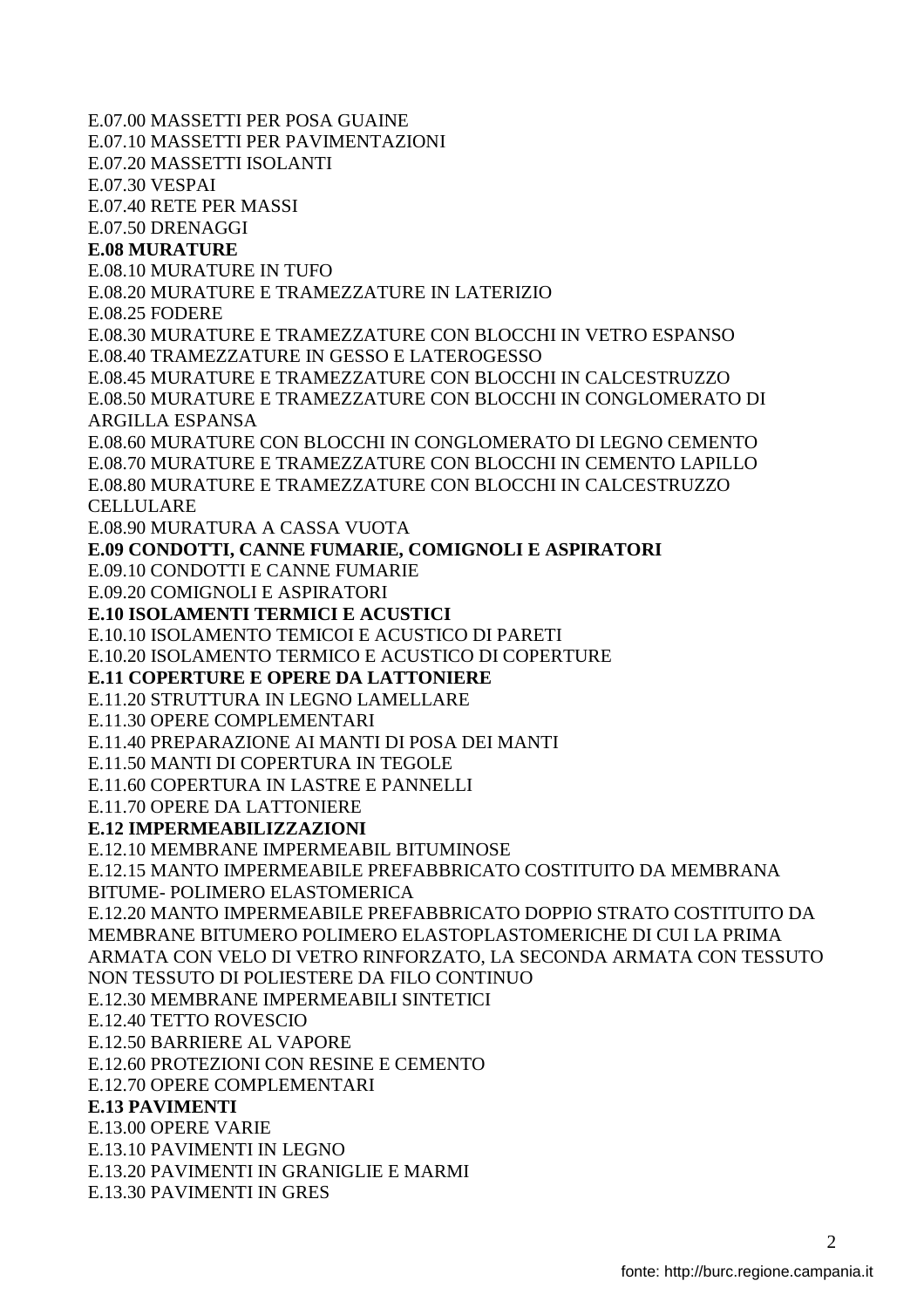E.07.00 MASSETTI PER POSA GUAINE
E.07.10 MASSETTI PER PAVIMENTAZIONI
E.07.20 MASSETTI ISOLANTI
E.07.30 VESPAI
E.07.40 RETE PER MASSI
E.07.50 DRENAGGI

**E.08 MURATURE**

E.08.10 MURATURE IN TUFO
E.08.20 MURATURE E TRAMEZZATURE IN LATERIZIO
E.08.25 FODERE
E.08.30 MURATURE E TRAMEZZATURE CON BLOCCHI IN VETRO ESPANSO
E.08.40 TRAMEZZATURE IN GESSO E LATEROGESSO
E.08.45 MURATURE E TRAMEZZATURE CON BLOCCHI IN CALCESTRUZZO
E.08.50 MURATURE E TRAMEZZATURE CON BLOCCHI IN CONGLOMERATO DI ARGILLA ESPANSA
E.08.60 MURATURE CON BLOCCHI IN CONGLOMERATO DI LEGNO CEMENTO
E.08.70 MURATURE E TRAMEZZATURE CON BLOCCHI IN CEMENTO LAPILLO
E.08.80 MURATURE E TRAMEZZATURE CON BLOCCHI IN CALCESTRUZZO CELLULARE
E.08.90 MURATURA A CASSA VUOTA

**E.09 CONDOTTI, CANNE FUMARIE, COMIGNOLI E ASPIRATORI**

E.09.10 CONDOTTI E CANNE FUMARIE
E.09.20 COMIGNOLI E ASPIRATORI

**E.10 ISOLAMENTI TERMICI E ACUSTICI**

E.10.10 ISOLAMENTO TEMICOI E ACUSTICO DI PARETI
E.10.20 ISOLAMENTO TERMICO E ACUSTICO DI COPERTURE

**E.11 COPERTURE E OPERE DA LATTONIERE**

E.11.20 STRUTTURA IN LEGNO LAMELLARE
E.11.30 OPERE COMPLEMENTARI
E.11.40 PREPARAZIONE AI MANTI DI POSA DEI MANTI
E.11.50 MANTI DI COPERTURA IN TEGOLE
E.11.60 COPERTURA IN LASTRE E PANNELLI
E.11.70 OPERE DA LATTONIERE

**E.12 IMPERMEABILIZZAZIONI**

E.12.10 MEMBRANE IMPERMEABIL BITUMINOSE
E.12.15 MANTO IMPERMEABILE PREFABBRICATO COSTITUITO DA MEMBRANA BITUME- POLIMERO ELASTOMERICA
E.12.20 MANTO IMPERMEABILE PREFABBRICATO DOPPIO STRATO COSTITUITO DA MEMBRANE BITUMERO POLIMERO ELASTOPLASTOMERICHE DI CUI LA PRIMA ARMATA CON VELO DI VETRO RINFORZATO, LA SECONDA ARMATA CON TESSUTO NON TESSUTO DI POLIESTERE DA FILO CONTINUO
E.12.30 MEMBRANE IMPERMEABILI SINTETICI
E.12.40 TETTO ROVESCIO
E.12.50 BARRIERE AL VAPORE
E.12.60 PROTEZIONI CON RESINE E CEMENTO
E.12.70 OPERE COMPLEMENTARI

**E.13 PAVIMENTI**

E.13.00 OPERE VARIE
E.13.10 PAVIMENTI IN LEGNO
E.13.20 PAVIMENTI IN GRANIGLIE E MARMI
E.13.30 PAVIMENTI IN GRES

fonte: http://burc.regione.campania.it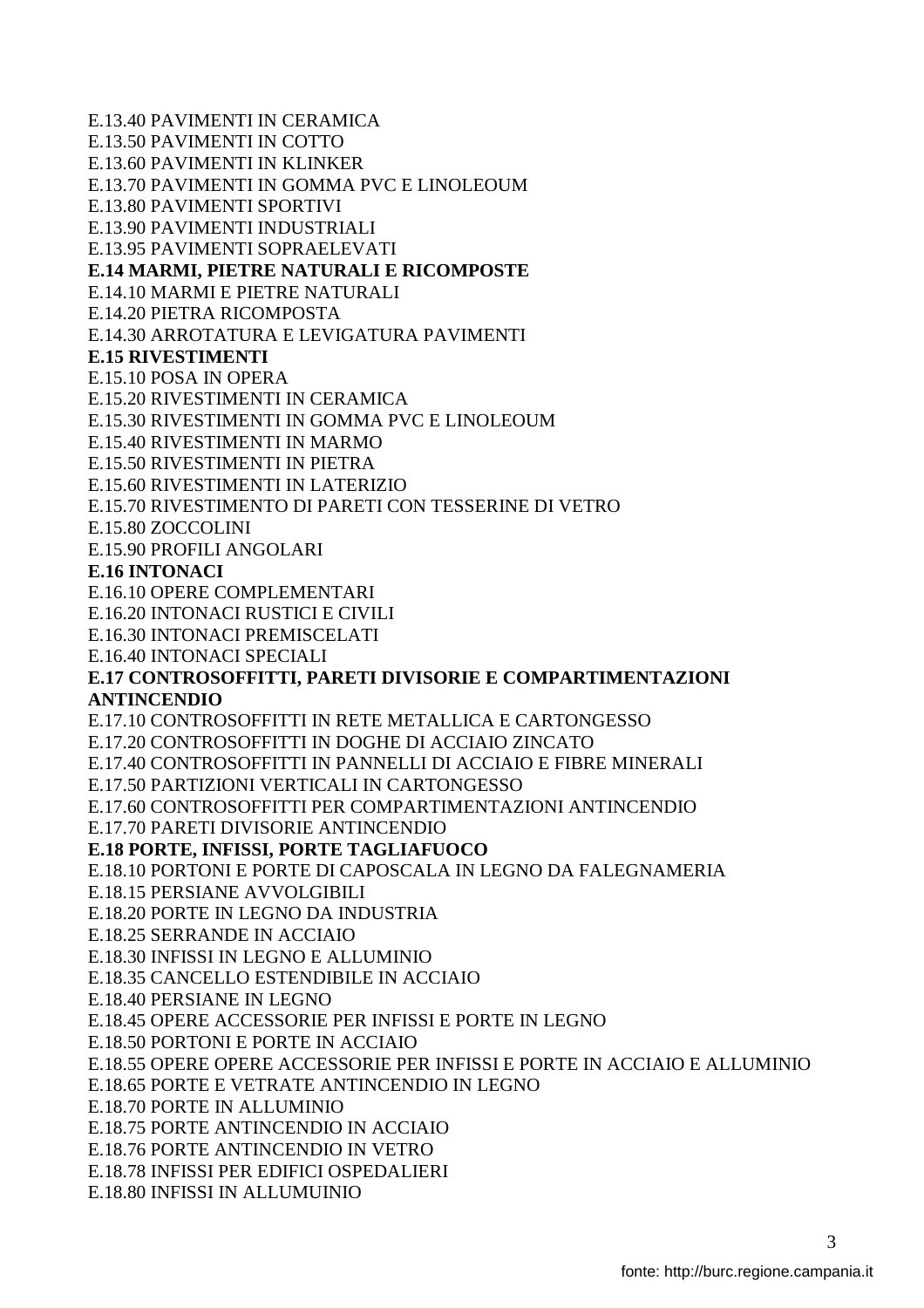E.13.40 PAVIMENTI IN CERAMICA
E.13.50 PAVIMENTI IN COTTO
E.13.60 PAVIMENTI IN KLINKER
E.13.70 PAVIMENTI IN GOMMA PVC E LINOLEOUM
E.13.80 PAVIMENTI SPORTIVI
E.13.90 PAVIMENTI INDUSTRIALI
E.13.95 PAVIMENTI SOPRAELEVATI

**E.14 MARMI, PIETRE NATURALI E RICOMPOSTE**

E.14.10 MARMI E PIETRE NATURALI
E.14.20 PIETRA RICOMPOSTA
E.14.30 ARROTATURA E LEVIGATURA PAVIMENTI

**E.15 RIVESTIMENTI**

E.15.10 POSA IN OPERA
E.15.20 RIVESTIMENTI IN CERAMICA
E.15.30 RIVESTIMENTI IN GOMMA PVC E LINOLEOUM
E.15.40 RIVESTIMENTI IN MARMO
E.15.50 RIVESTIMENTI IN PIETRA
E.15.60 RIVESTIMENTI IN LATERIZIO
E.15.70 RIVESTIMENTO DI PARETI CON TESSERINE DI VETRO
E.15.80 ZOCCOLINI
E.15.90 PROFILI ANGOLARI

**E.16 INTONACI**

E.16.10 OPERE COMPLEMENTARI
E.16.20 INTONACI RUSTICI E CIVILI
E.16.30 INTONACI PREMISCELATI
E.16.40 INTONACI SPECIALI

**E.17 CONTROSOFFITTI, PARETI DIVISORIE E COMPARTIMENTAZIONI ANTINCENDIO**

E.17.10 CONTROSOFFITTI IN RETE METALLICA E CARTONGESSO
E.17.20 CONTROSOFFITTI IN DOGHE DI ACCIAIO ZINCATO
E.17.40 CONTROSOFFITTI IN PANNELLI DI ACCIAIO E FIBRE MINERALI
E.17.50 PARTIZIONI VERTICALI IN CARTONGESSO
E.17.60 CONTROSOFFITTI PER COMPARTIMENTAZIONI ANTINCENDIO
E.17.70 PARETI DIVISORIE ANTINCENDIO

**E.18 PORTE, INFISSI, PORTE TAGLIAFUOCO**

E.18.10 PORTONI E PORTE DI CAPOSCALA IN LEGNO DA FALEGNAMERIA
E.18.15 PERSIANE AVVOLGIBILI
E.18.20 PORTE IN LEGNO DA INDUSTRIA
E.18.25 SERRANDE IN ACCIAIO
E.18.30 INFISSI IN LEGNO E ALLUMINIO
E.18.35 CANCELLO ESTENDIBILE IN ACCIAIO
E.18.40 PERSIANE IN LEGNO
E.18.45 OPERE ACCESSORIE PER INFISSI E PORTE IN LEGNO
E.18.50 PORTONI E PORTE IN ACCIAIO
E.18.55 OPERE OPERE ACCESSORIE PER INFISSI E PORTE IN ACCIAIO E ALLUMINIO
E.18.65 PORTE E VETRATE ANTINCENDIO IN LEGNO
E.18.70 PORTE IN ALLUMINIO
E.18.75 PORTE ANTINCENDIO IN ACCIAIO
E.18.76 PORTE ANTINCENDIO IN VETRO
E.18.78 INFISSI PER EDIFICI OSPEDALIERI
E.18.80 INFISSI IN ALLUMUINIO

fonte: http://burc.regione.campania.it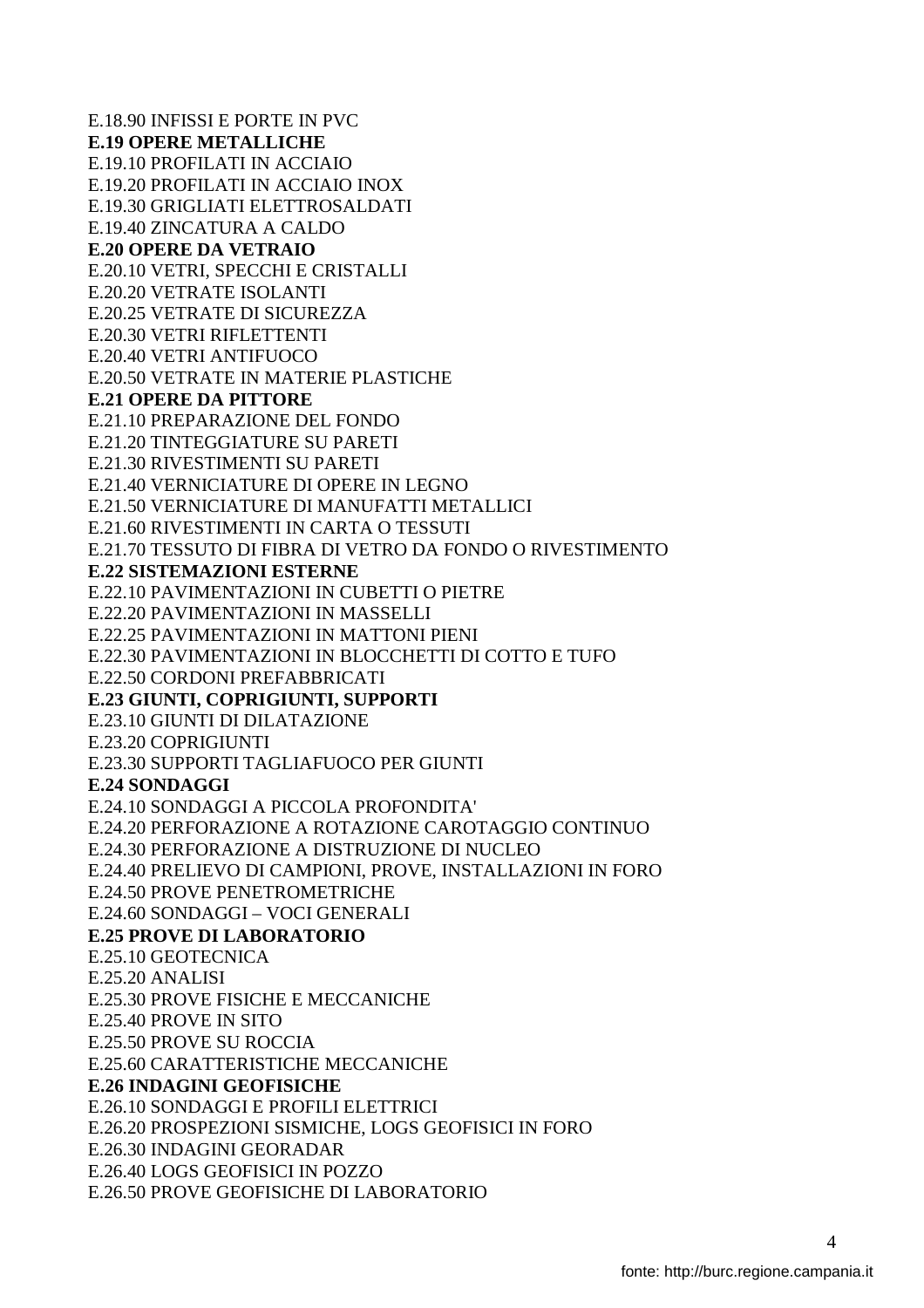E.18.90 INFISSI E PORTE IN PVC

**E.19 OPERE METALLICHE**

E.19.10 PROFILATI IN ACCIAIO

E.19.20 PROFILATI IN ACCIAIO INOX

E.19.30 GRIGLIATI ELETTROSALDATI

E.19.40 ZINCATURA A CALDO

**E.20 OPERE DA VETRAIO**

E.20.10 VETRI, SPECCHI E CRISTALLI

E.20.20 VETRATE ISOLANTI

E.20.25 VETRATE DI SICUREZZA

E.20.30 VETRI RIFLETTENTI

E.20.40 VETRI ANTIFUOCO

E.20.50 VETRATE IN MATERIE PLASTICHE

**E.21 OPERE DA PITTORE**

E.21.10 PREPARAZIONE DEL FONDO

E.21.20 TINTEGGIATURE SU PARETI

E.21.30 RIVESTIMENTI SU PARETI

E.21.40 VERNICIATURE DI OPERE IN LEGNO

E.21.50 VERNICIATURE DI MANUFATTI METALLICI

E.21.60 RIVESTIMENTI IN CARTA O TESSUTI

E.21.70 TESSUTO DI FIBRA DI VETRO DA FONDO O RIVESTIMENTO

**E.22 SISTEMAZIONI ESTERNE**

E.22.10 PAVIMENTAZIONI IN CUBETTI O PIETRE

E.22.20 PAVIMENTAZIONI IN MASSELLI

E.22.25 PAVIMENTAZIONI IN MATTONI PIENI

E.22.30 PAVIMENTAZIONI IN BLOCCHETTI DI COTTO E TUFO

E.22.50 CORDONI PREFABBRICATI

**E.23 GIUNTI, COPRIGIUNTI, SUPPORTI**

E.23.10 GIUNTI DI DILATAZIONE

E.23.20 COPRIGIUNTI

E.23.30 SUPPORTI TAGLIAFUOCO PER GIUNTI

**E.24 SONDAGGI**

E.24.10 SONDAGGI A PICCOLA PROFONDITA'

E.24.20 PERFORAZIONE A ROTAZIONE CAROTAGGIO CONTINUO

E.24.30 PERFORAZIONE A DISTRUZIONE DI NUCLEO

E.24.40 PRELIEVO DI CAMPIONI, PROVE, INSTALLAZIONI IN FORO

E.24.50 PROVE PENETROMETRICHE

E.24.60 SONDAGGI – VOCI GENERALI

**E.25 PROVE DI LABORATORIO**

E.25.10 GEOTECNICA

E.25.20 ANALISI

E.25.30 PROVE FISICHE E MECCANICHE

E.25.40 PROVE IN SITO

E.25.50 PROVE SU ROCCIA

E.25.60 CARATTERISTICHE MECCANICHE

**E.26 INDAGINI GEOFISICHE**

E.26.10 SONDAGGI E PROFILI ELETTRICI

E.26.20 PROSPEZIONI SISMICHE, LOGS GEOFISICI IN FORO

E.26.30 INDAGINI GEORADAR

E.26.40 LOGS GEOFISICI IN POZZO

E.26.50 PROVE GEOFISICHE DI LABORATORIO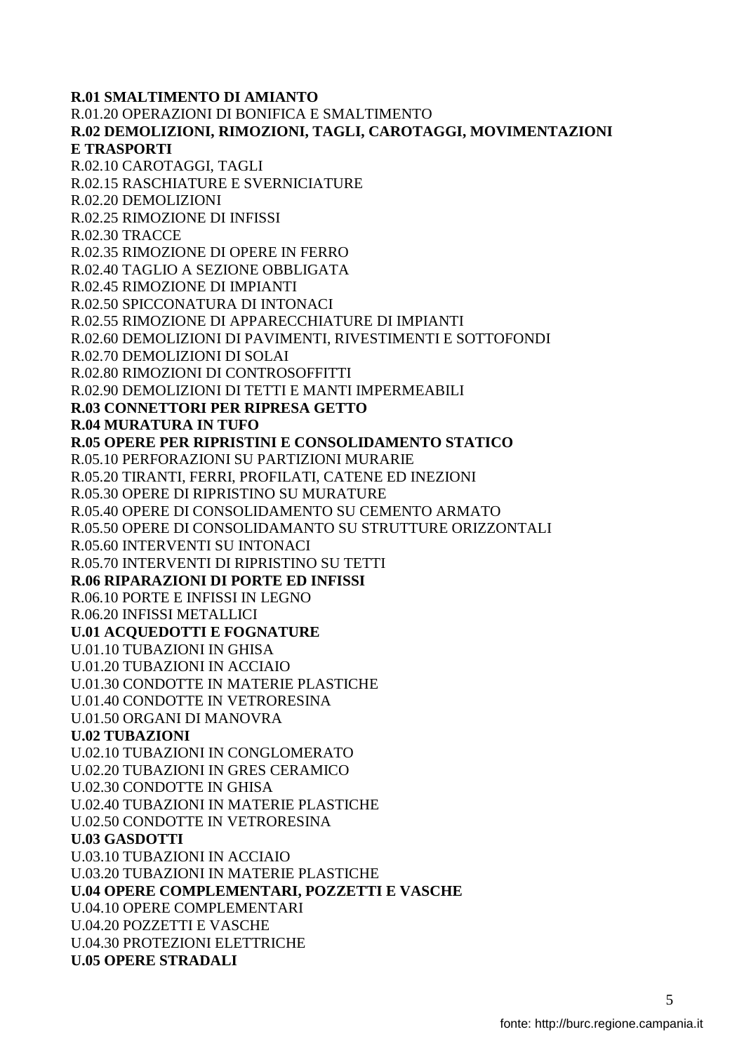**R.01 SMALTIMENTO DI AMIANTO**
R.01.20 OPERAZIONI DI BONIFICA E SMALTIMENTO
**R.02 DEMOLIZIONI, RIMOZIONI, TAGLI, CAROTAGGI, MOVIMENTAZIONI E TRASPORTI**
R.02.10 CAROTAGGI, TAGLI
R.02.15 RASCHIATURE E SVERNICIATURE
R.02.20 DEMOLIZIONI
R.02.25 RIMOZIONE DI INFISSI
R.02.30 TRACCE
R.02.35 RIMOZIONE DI OPERE IN FERRO
R.02.40 TAGLIO A SEZIONE OBBLIGATA
R.02.45 RIMOZIONE DI IMPIANTI
R.02.50 SPICCONATURA DI INTONACI
R.02.55 RIMOZIONE DI APPARECCHIATURE DI IMPIANTI
R.02.60 DEMOLIZIONI DI PAVIMENTI, RIVESTIMENTI E SOTTOFONDI
R.02.70 DEMOLIZIONI DI SOLAI
R.02.80 RIMOZIONI DI CONTROSOFFITTI
R.02.90 DEMOLIZIONI DI TETTI E MANTI IMPERMEABILI
**R.03 CONNETTORI PER RIPRESA GETTO**
**R.04 MURATURA IN TUFO**
**R.05 OPERE PER RIPRISTINI E CONSOLIDAMENTO STATICO**
R.05.10 PERFORAZIONI SU PARTIZIONI MURARIE
R.05.20 TIRANTI, FERRI, PROFILATI, CATENE ED INEZIONI
R.05.30 OPERE DI RIPRISTINO SU MURATURE
R.05.40 OPERE DI CONSOLIDAMENTO SU CEMENTO ARMATO
R.05.50 OPERE DI CONSOLIDAMANTO SU STRUTTURE ORIZZONTALI
R.05.60 INTERVENTI SU INTONACI
R.05.70 INTERVENTI DI RIPRISTINO SU TETTI
**R.06 RIPARAZIONI DI PORTE ED INFISSI**
R.06.10 PORTE E INFISSI IN LEGNO
R.06.20 INFISSI METALLICI
**U.01 ACQUEDOTTI E FOGNATURE**
U.01.10 TUBAZIONI IN GHISA
U.01.20 TUBAZIONI IN ACCIAIO
U.01.30 CONDOTTE IN MATERIE PLASTICHE
U.01.40 CONDOTTE IN VETRORESINA
U.01.50 ORGANI DI MANOVRA
**U.02 TUBAZIONI**
U.02.10 TUBAZIONI IN CONGLOMERATO
U.02.20 TUBAZIONI IN GRES CERAMICO
U.02.30 CONDOTTE IN GHISA
U.02.40 TUBAZIONI IN MATERIE PLASTICHE
U.02.50 CONDOTTE IN VETRORESINA
**U.03 GASDOTTI**
U.03.10 TUBAZIONI IN ACCIAIO
U.03.20 TUBAZIONI IN MATERIE PLASTICHE
**U.04 OPERE COMPLEMENTARI, POZZETTI E VASCHE**
U.04.10 OPERE COMPLEMENTARI
U.04.20 POZZETTI E VASCHE
U.04.30 PROTEZIONI ELETTRICHE
**U.05 OPERE STRADALI**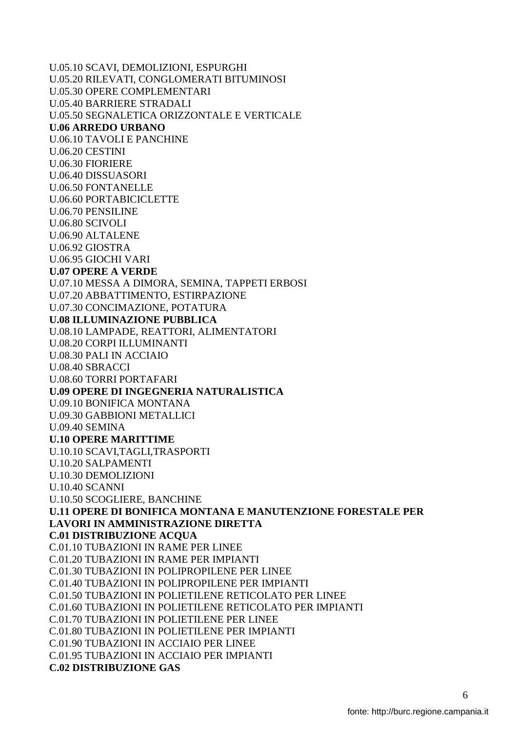U.05.10 SCAVI, DEMOLIZIONI, ESPURGHI
U.05.20 RILEVATI, CONGLOMERATI BITUMINOSI
U.05.30 OPERE COMPLEMENTARI
U.05.40 BARRIERE STRADALI
U.05.50 SEGNALETICA ORIZZONTALE E VERTICALE

**U.06 ARREDO URBANO**

U.06.10 TAVOLI E PANCHINE
U.06.20 CESTINI
U.06.30 FIORIERE
U.06.40 DISSUASORI
U.06.50 FONTANELLE
U.06.60 PORTABICICLETTE
U.06.70 PENSILINE
U.06.80 SCIVOLI
U.06.90 ALTALENE
U.06.92 GIOSTRA
U.06.95 GIOCHI VARI

**U.07 OPERE A VERDE**

U.07.10 MESSA A DIMORA, SEMINA, TAPPETI ERBOSI
U.07.20 ABBATTIMENTO, ESTIRPAZIONE
U.07.30 CONCIMAZIONE, POTATURA

**U.08 ILLUMINAZIONE PUBBLICA**

U.08.10 LAMPADE, REATTORI, ALIMENTATORI
U.08.20 CORPI ILLUMINANTI
U.08.30 PALI IN ACCIAIO
U.08.40 SBRACCI
U.08.60 TORRI PORTAFARI

**U.09 OPERE DI INGEGNERIA NATURALISTICA**

U.09.10 BONIFICA MONTANA
U.09.30 GABBIONI METALLICI
U.09.40 SEMINA

**U.10 OPERE MARITTIME**

U.10.10 SCAVI,TAGLI,TRASPORTI
U.10.20 SALPAMENTI
U.10.30 DEMOLIZIONI
U.10.40 SCANNI
U.10.50 SCOGLIERE, BANCHINE

**U.11 OPERE DI BONIFICA MONTANA E MANUTENZIONE FORESTALE PER LAVORI IN AMMINISTRAZIONE DIRETTA**

**C.01 DISTRIBUZIONE ACQUA**

C.01.10 TUBAZIONI IN RAME PER LINEE
C.01.20 TUBAZIONI IN RAME PER IMPIANTI
C.01.30 TUBAZIONI IN POLIPROPILENE PER LINEE
C.01.40 TUBAZIONI IN POLIPROPILENE PER IMPIANTI
C.01.50 TUBAZIONI IN POLIETILENE RETICOLATO PER LINEE
C.01.60 TUBAZIONI IN POLIETILENE RETICOLATO PER IMPIANTI
C.01.70 TUBAZIONI IN POLIETILENE PER LINEE
C.01.80 TUBAZIONI IN POLIETILENE PER IMPIANTI
C.01.90 TUBAZIONI IN ACCIAIO PER LINEE
C.01.95 TUBAZIONI IN ACCIAIO PER IMPIANTI

**C.02 DISTRIBUZIONE GAS**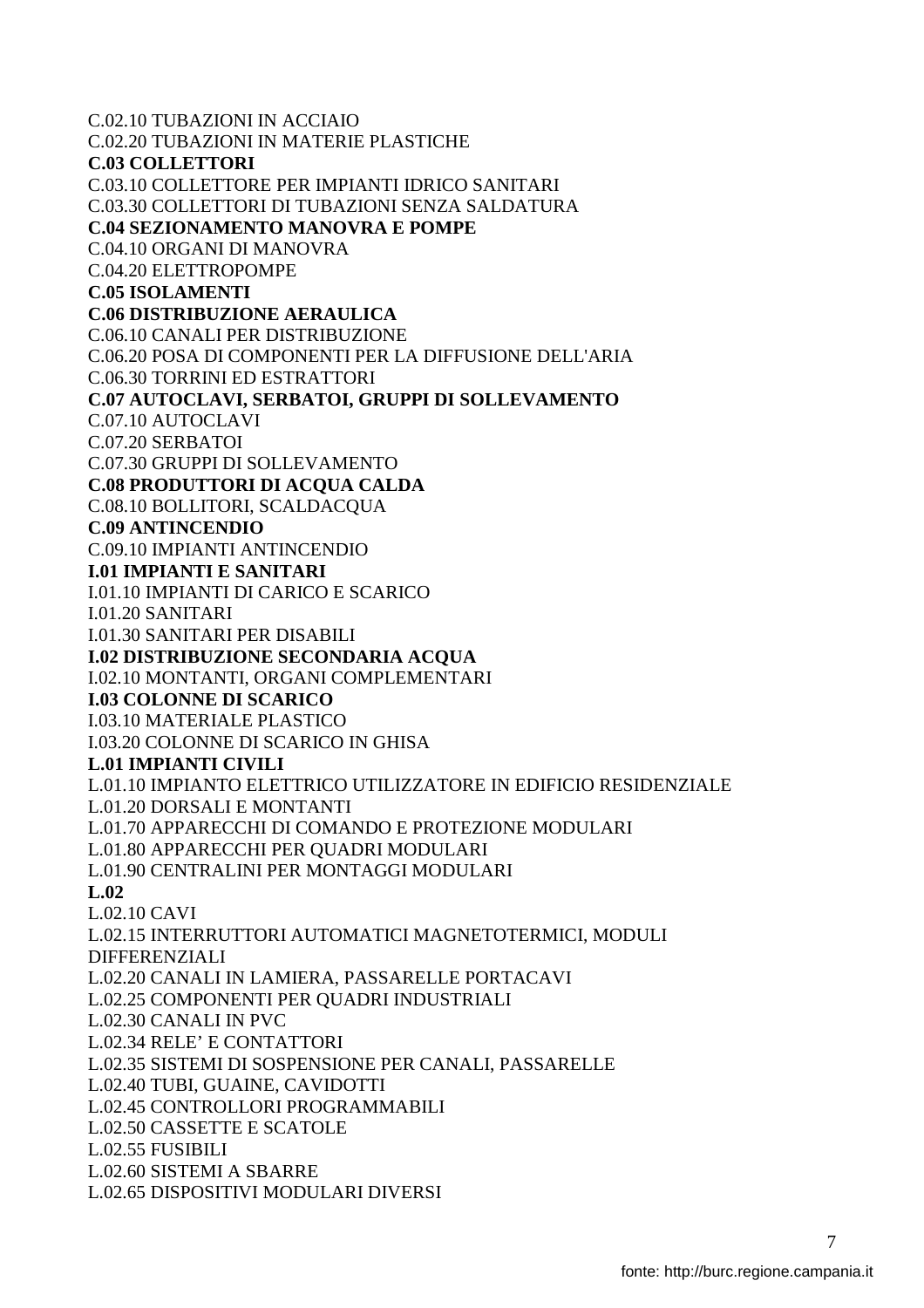C.02.10 TUBAZIONI IN ACCIAIO
C.02.20 TUBAZIONI IN MATERIE PLASTICHE

**C.03 COLLETTORI**

C.03.10 COLLETTORE PER IMPIANTI IDRICO SANITARI
C.03.30 COLLETTORI DI TUBAZIONI SENZA SALDATURA

**C.04 SEZIONAMENTO MANOVRA E POMPE**

C.04.10 ORGANI DI MANOVRA
C.04.20 ELETTROPOMPE

**C.05 ISOLAMENTI**

**C.06 DISTRIBUZIONE AERAULICA**

C.06.10 CANALI PER DISTRIBUZIONE
C.06.20 POSA DI COMPONENTI PER LA DIFFUSIONE DELL'ARIA
C.06.30 TORRINI ED ESTRATTORI

**C.07 AUTOCLAVI, SERBATOI, GRUPPI DI SOLLEVAMENTO**

C.07.10 AUTOCLAVI
C.07.20 SERBATOI
C.07.30 GRUPPI DI SOLLEVAMENTO

**C.08 PRODUTTORI DI ACQUA CALDA**

C.08.10 BOLLITORI, SCALDACQUA

**C.09 ANTINCENDIO**

C.09.10 IMPIANTI ANTINCENDIO

**I.01 IMPIANTI E SANITARI**

I.01.10 IMPIANTI DI CARICO E SCARICO
I.01.20 SANITARI
I.01.30 SANITARI PER DISABILI

**I.02 DISTRIBUZIONE SECONDARIA ACQUA**

I.02.10 MONTANTI, ORGANI COMPLEMENTARI

**I.03 COLONNE DI SCARICO**

I.03.10 MATERIALE PLASTICO
I.03.20 COLONNE DI SCARICO IN GHISA

**L.01 IMPIANTI CIVILI**

L.01.10 IMPIANTO ELETTRICO UTILIZZATORE IN EDIFICIO RESIDENZIALE
L.01.20 DORSALI E MONTANTI
L.01.70 APPARECCHI DI COMANDO E PROTEZIONE MODULARI
L.01.80 APPARECCHI PER QUADRI MODULARI
L.01.90 CENTRALINI PER MONTAGGI MODULARI

**L.02**

L.02.10 CAVI
L.02.15 INTERRUTTORI AUTOMATICI MAGNETOTERMICI, MODULI DIFFERENZIALI
L.02.20 CANALI IN LAMIERA, PASSARELLE PORTACAVI
L.02.25 COMPONENTI PER QUADRI INDUSTRIALI
L.02.30 CANALI IN PVC
L.02.34 RELE' E CONTATTORI
L.02.35 SISTEMI DI SOSPENSIONE PER CANALI, PASSARELLE
L.02.40 TUBI, GUAINE, CAVIDOTTI
L.02.45 CONTROLLORI PROGRAMMABILI
L.02.50 CASSETTE E SCATOLE
L.02.55 FUSIBILI
L.02.60 SISTEMI A SBARRE
L.02.65 DISPOSITIVI MODULARI DIVERSI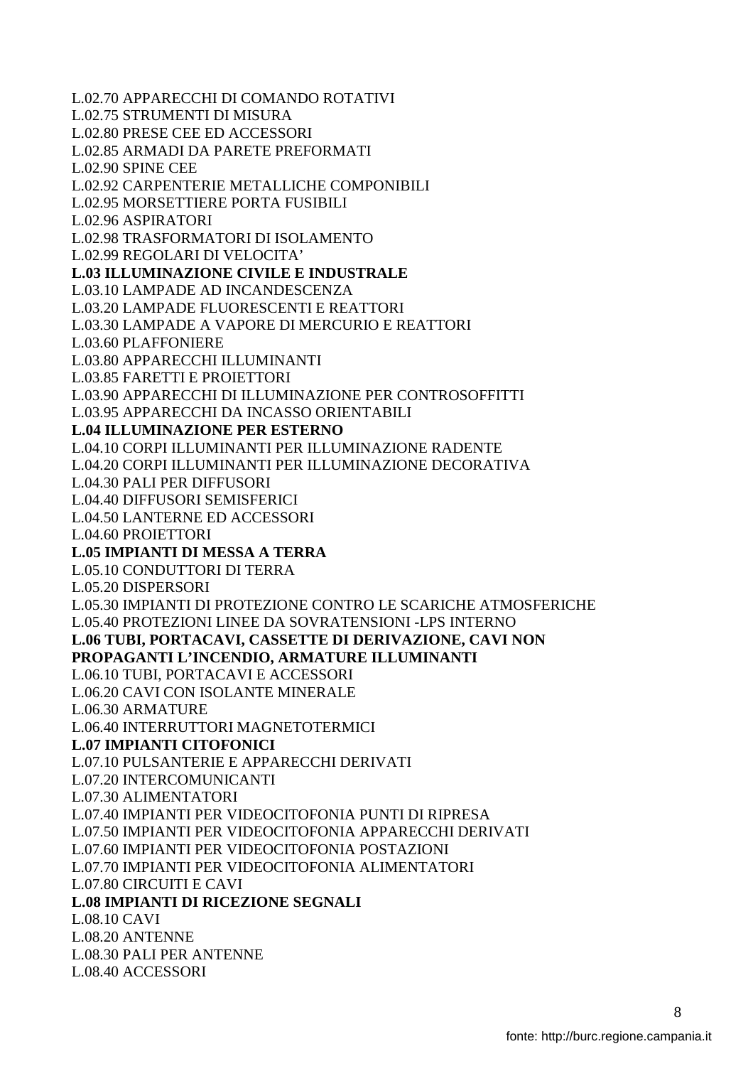L.02.70 APPARECCHI DI COMANDO ROTATIVI
L.02.75 STRUMENTI DI MISURA
L.02.80 PRESE CEE ED ACCESSORI
L.02.85 ARMADI DA PARETE PREFORMATI
L.02.90 SPINE CEE
L.02.92 CARPENTERIE METALLICHE COMPONIBILI
L.02.95 MORSETTIERE PORTA FUSIBILI
L.02.96 ASPIRATORI
L.02.98 TRASFORMATORI DI ISOLAMENTO
L.02.99 REGOLARI DI VELOCITA'

**L.03 ILLUMINAZIONE CIVILE E INDUSTRALE**

L.03.10 LAMPADE AD INCANDESCENZA
L.03.20 LAMPADE FLUORESCENTI E REATTORI
L.03.30 LAMPADE A VAPORE DI MERCURIO E REATTORI
L.03.60 PLAFFONIERE
L.03.80 APPARECCHI ILLUMINANTI
L.03.85 FARETTI E PROIETTORI
L.03.90 APPARECCHI DI ILLUMINAZIONE PER CONTROSOFFITTI
L.03.95 APPARECCHI DA INCASSO ORIENTABILI

**L.04 ILLUMINAZIONE PER ESTERNO**

L.04.10 CORPI ILLUMINANTI PER ILLUMINAZIONE RADENTE
L.04.20 CORPI ILLUMINANTI PER ILLUMINAZIONE DECORATIVA
L.04.30 PALI PER DIFFUSORI
L.04.40 DIFFUSORI SEMISFERICI
L.04.50 LANTERNE ED ACCESSORI
L.04.60 PROIETTORI

**L.05 IMPIANTI DI MESSA A TERRA**

L.05.10 CONDUTTORI DI TERRA
L.05.20 DISPERSORI
L.05.30 IMPIANTI DI PROTEZIONE CONTRO LE SCARICHE ATMOSFERICHE
L.05.40 PROTEZIONI LINEE DA SOVRATENSIONI -LPS INTERNO

**L.06 TUBI, PORTACAVI, CASSETTE DI DERIVAZIONE, CAVI NON PROPAGANTI L'INCENDIO, ARMATURE ILLUMINANTI**

L.06.10 TUBI, PORTACAVI E ACCESSORI
L.06.20 CAVI CON ISOLANTE MINERALE
L.06.30 ARMATURE
L.06.40 INTERRUTTORI MAGNETOTERMICI

**L.07 IMPIANTI CITOFONICI**

L.07.10 PULSANTERIE E APPARECCHI DERIVATI
L.07.20 INTERCOMUNICANTI
L.07.30 ALIMENTATORI
L.07.40 IMPIANTI PER VIDEOCITOFONIA PUNTI DI RIPRESA
L.07.50 IMPIANTI PER VIDEOCITOFONIA APPARECCHI DERIVATI
L.07.60 IMPIANTI PER VIDEOCITOFONIA POSTAZIONI
L.07.70 IMPIANTI PER VIDEOCITOFONIA ALIMENTATORI
L.07.80 CIRCUITI E CAVI

**L.08 IMPIANTI DI RICEZIONE SEGNALI**

L.08.10 CAVI
L.08.20 ANTENNE
L.08.30 PALI PER ANTENNE
L.08.40 ACCESSORI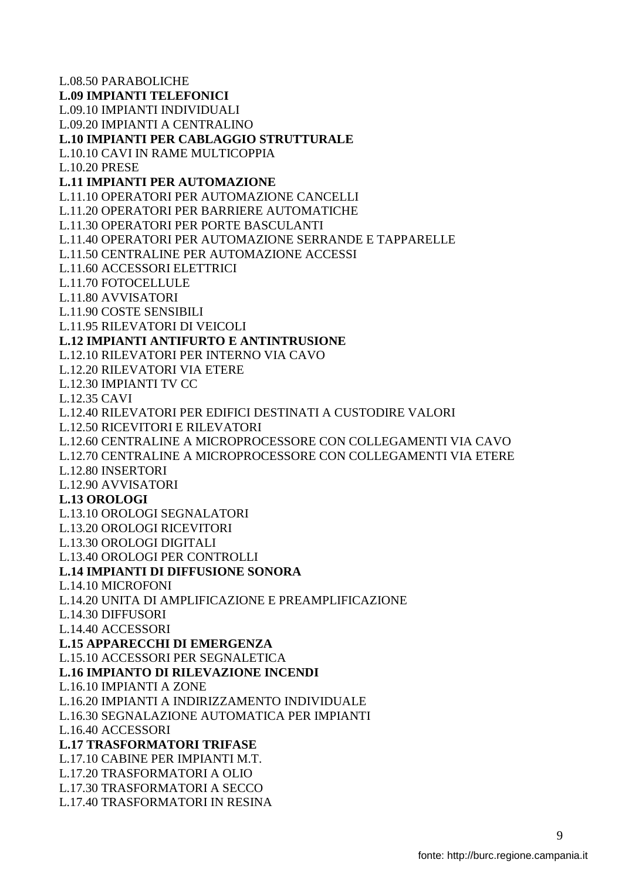L.08.50 PARABOLICHE

**L.09 IMPIANTI TELEFONICI**

L.09.10 IMPIANTI INDIVIDUALI

L.09.20 IMPIANTI A CENTRALINO

**L.10 IMPIANTI PER CABLAGGIO STRUTTURALE**

L.10.10 CAVI IN RAME MULTICOPPIA

L.10.20 PRESE

**L.11 IMPIANTI PER AUTOMAZIONE**

L.11.10 OPERATORI PER AUTOMAZIONE CANCELLI

L.11.20 OPERATORI PER BARRIERE AUTOMATICHE

L.11.30 OPERATORI PER PORTE BASCULANTI

L.11.40 OPERATORI PER AUTOMAZIONE SERRANDE E TAPPARELLE

L.11.50 CENTRALINE PER AUTOMAZIONE ACCESSI

L.11.60 ACCESSORI ELETTRICI

L.11.70 FOTOCELLULE

L.11.80 AVVISATORI

L.11.90 COSTE SENSIBILI

L.11.95 RILEVATORI DI VEICOLI

**L.12 IMPIANTI ANTIFURTO E ANTINTRUSIONE**

L.12.10 RILEVATORI PER INTERNO VIA CAVO

L.12.20 RILEVATORI VIA ETERE

L.12.30 IMPIANTI TV CC

L.12.35 CAVI

L.12.40 RILEVATORI PER EDIFICI DESTINATI A CUSTODIRE VALORI

L.12.50 RICEVITORI E RILEVATORI

L.12.60 CENTRALINE A MICROPROCESSORE CON COLLEGAMENTI VIA CAVO

L.12.70 CENTRALINE A MICROPROCESSORE CON COLLEGAMENTI VIA ETERE

L.12.80 INSERTORI

L.12.90 AVVISATORI

**L.13 OROLOGI**

L.13.10 OROLOGI SEGNALATORI

L.13.20 OROLOGI RICEVITORI

L.13.30 OROLOGI DIGITALI

L.13.40 OROLOGI PER CONTROLLI

**L.14 IMPIANTI DI DIFFUSIONE SONORA**

L.14.10 MICROFONI

L.14.20 UNITA DI AMPLIFICAZIONE E PREAMPLIFICAZIONE

L.14.30 DIFFUSORI

L.14.40 ACCESSORI

**L.15 APPARECCHI DI EMERGENZA**

L.15.10 ACCESSORI PER SEGNALETICA

**L.16 IMPIANTO DI RILEVAZIONE INCENDI**

L.16.10 IMPIANTI A ZONE

L.16.20 IMPIANTI A INDIRIZZAMENTO INDIVIDUALE

L.16.30 SEGNALAZIONE AUTOMATICA PER IMPIANTI

L.16.40 ACCESSORI

**L.17 TRASFORMATORI TRIFASE**

L.17.10 CABINE PER IMPIANTI M.T.

L.17.20 TRASFORMATORI A OLIO

L.17.30 TRASFORMATORI A SECCO

L.17.40 TRASFORMATORI IN RESINA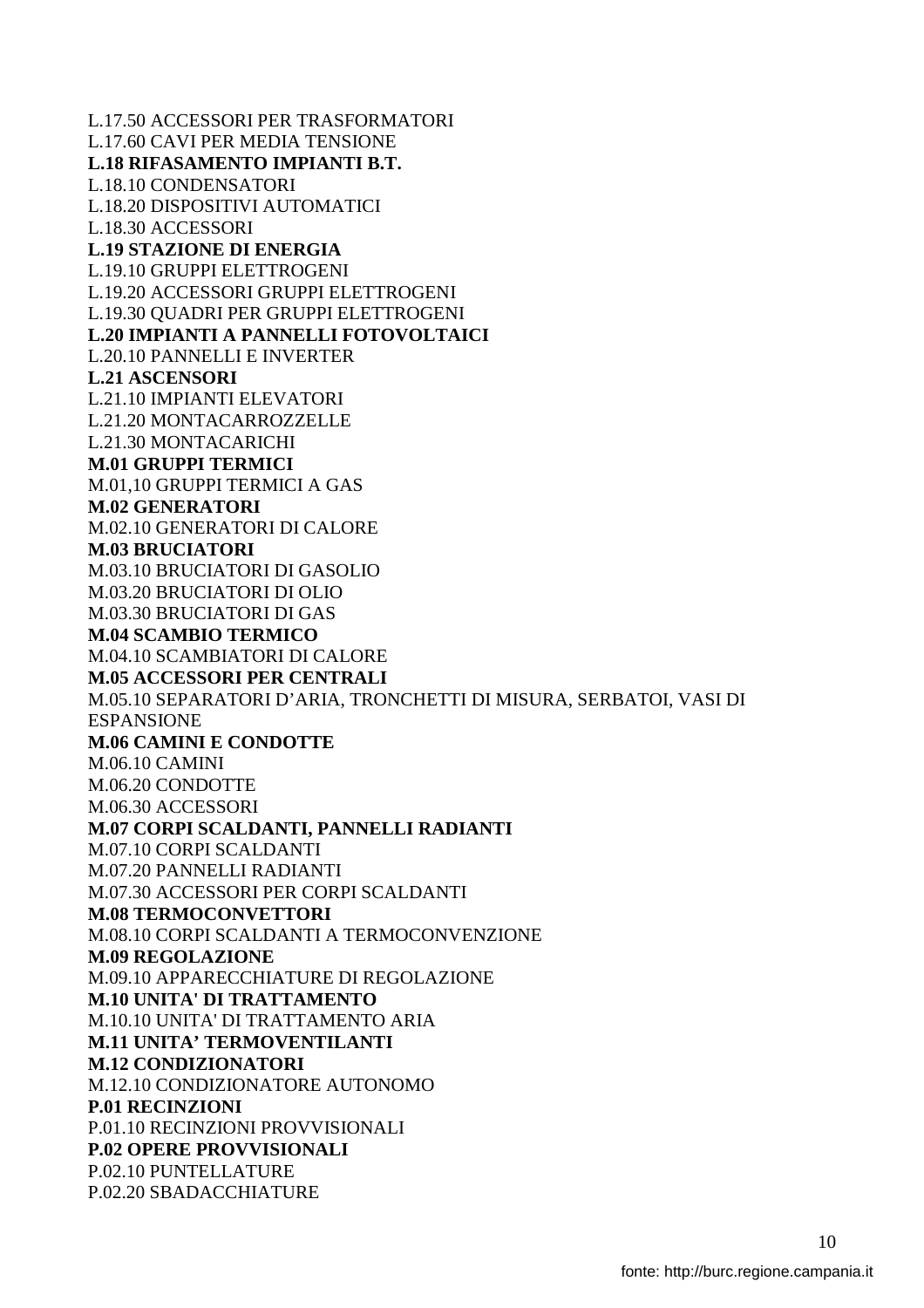L.17.50 ACCESSORI PER TRASFORMATORI
L.17.60 CAVI PER MEDIA TENSIONE
**L.18 RIFASAMENTO IMPIANTI B.T.**
L.18.10 CONDENSATORI
L.18.20 DISPOSITIVI AUTOMATICI
L.18.30 ACCESSORI
**L.19 STAZIONE DI ENERGIA**
L.19.10 GRUPPI ELETTROGENI
L.19.20 ACCESSORI GRUPPI ELETTROGENI
L.19.30 QUADRI PER GRUPPI ELETTROGENI
**L.20 IMPIANTI A PANNELLI FOTOVOLTAICI**
L.20.10 PANNELLI E INVERTER
**L.21 ASCENSORI**
L.21.10 IMPIANTI ELEVATORI
L.21.20 MONTACARROZZELLE
L.21.30 MONTACARICHI
**M.01 GRUPPI TERMICI**
M.01,10 GRUPPI TERMICI A GAS
**M.02 GENERATORI**
M.02.10 GENERATORI DI CALORE
**M.03 BRUCIATORI**
M.03.10 BRUCIATORI DI GASOLIO
M.03.20 BRUCIATORI DI OLIO
M.03.30 BRUCIATORI DI GAS
**M.04 SCAMBIO TERMICO**
M.04.10 SCAMBIATORI DI CALORE
**M.05 ACCESSORI PER CENTRALI**
M.05.10 SEPARATORI D'ARIA, TRONCHETTI DI MISURA, SERBATOI, VASI DI ESPANSIONE
**M.06 CAMINI E CONDOTTE**
M.06.10 CAMINI
M.06.20 CONDOTTE
M.06.30 ACCESSORI
**M.07 CORPI SCALDANTI, PANNELLI RADIANTI**
M.07.10 CORPI SCALDANTI
M.07.20 PANNELLI RADIANTI
M.07.30 ACCESSORI PER CORPI SCALDANTI
**M.08 TERMOCONVETTORI**
M.08.10 CORPI SCALDANTI A TERMOCONVENZIONE
**M.09 REGOLAZIONE**
M.09.10 APPARECCHIATURE DI REGOLAZIONE
**M.10 UNITA' DI TRATTAMENTO**
M.10.10 UNITA' DI TRATTAMENTO ARIA
**M.11 UNITA' TERMOVENTILANTI**
**M.12 CONDIZIONATORI**
M.12.10 CONDIZIONATORE AUTONOMO
**P.01 RECINZIONI**
P.01.10 RECINZIONI PROVVISIONALI
**P.02 OPERE PROVVISIONALI**
P.02.10 PUNTELLATURE
P.02.20 SBADACCHIATURE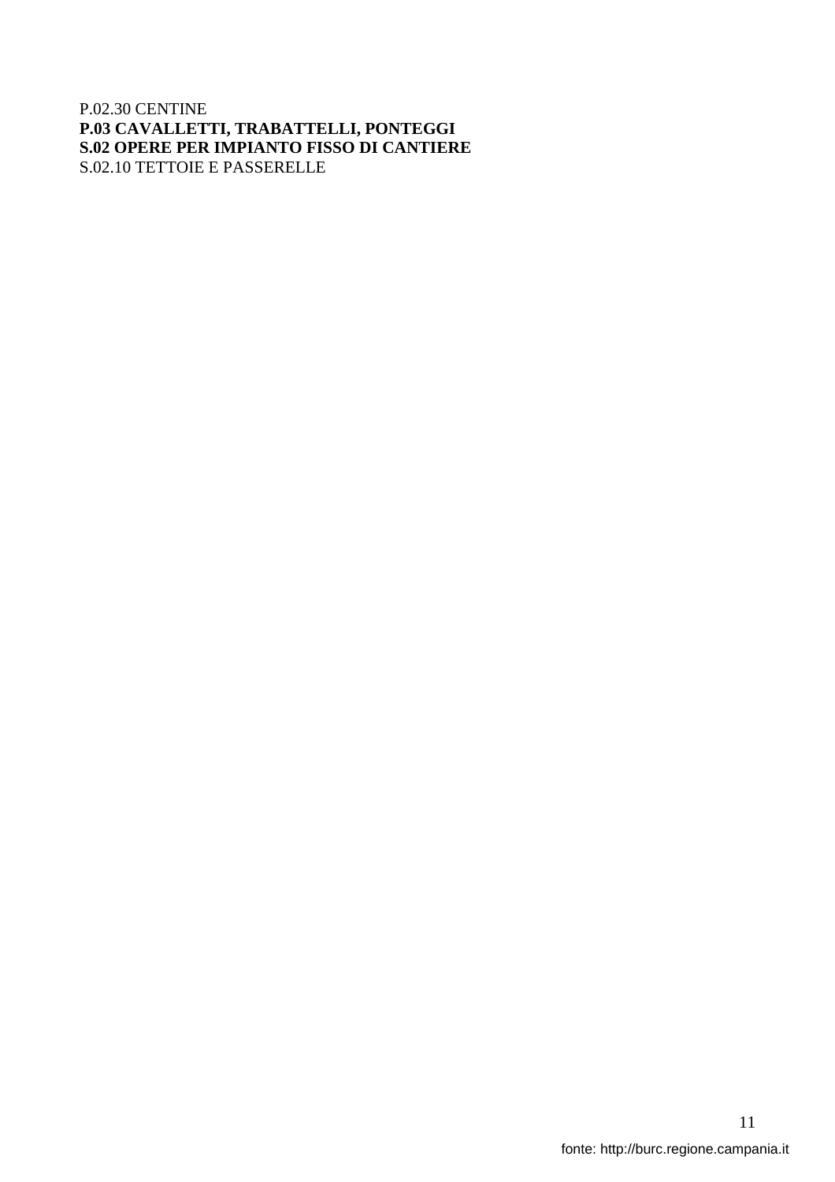P.02.30 CENTINE
**P.03 CAVALLETTI, TRABATTELLI, PONTEGGI**
**S.02 OPERE PER IMPIANTO FISSO DI CANTIERE**
S.02.10 TETTOIE E PASSERELLE

fonte: http://burc.regione.campania.it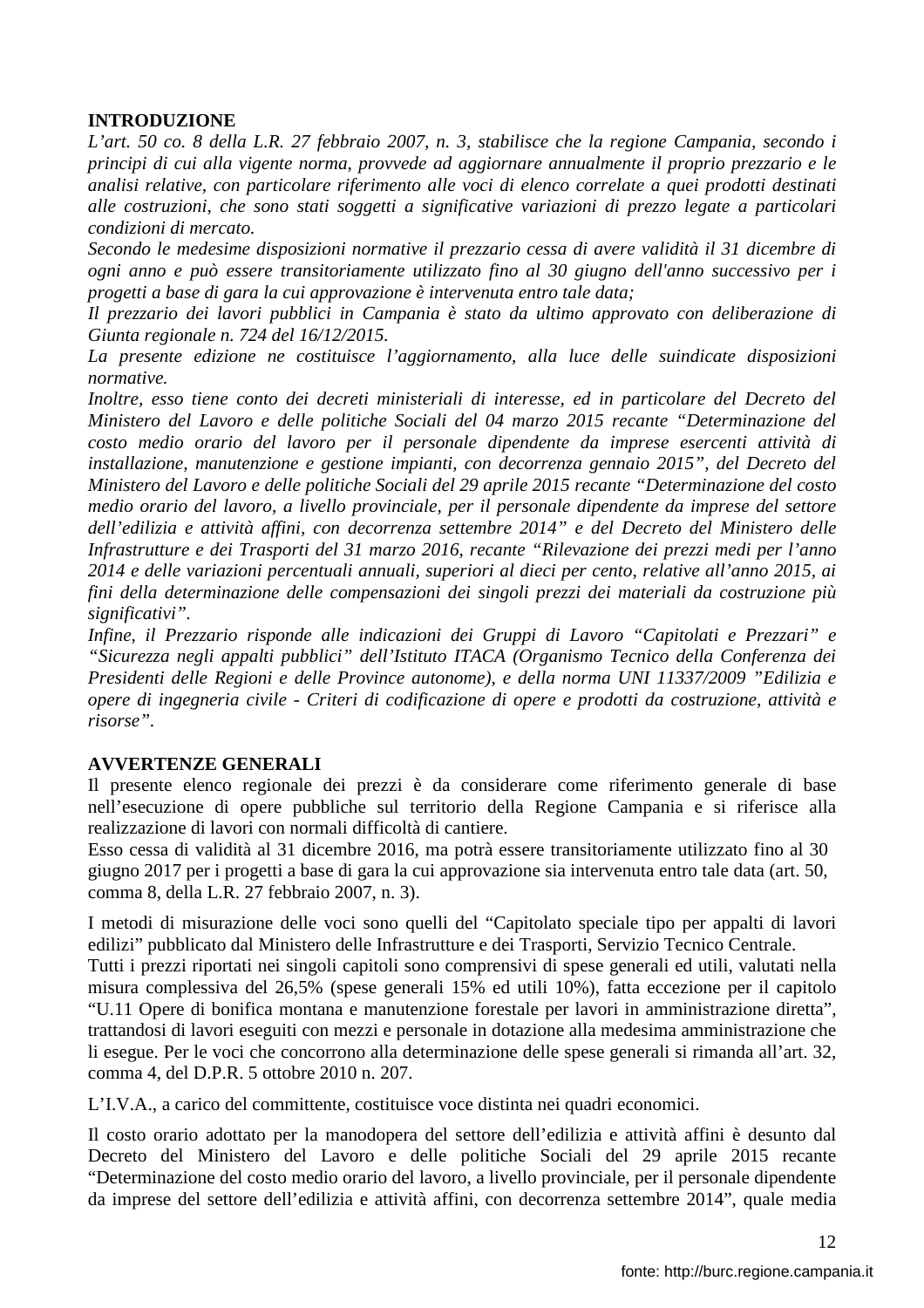**INTRODUZIONE**

*L'art. 50 co. 8 della L.R. 27 febbraio 2007, n. 3, stabilisce che la regione Campania, secondo i principi di cui alla vigente norma, provvede ad aggiornare annualmente il proprio prezzario e le analisi relative, con particolare riferimento alle voci di elenco correlate a quei prodotti destinati alle costruzioni, che sono stati soggetti a significative variazioni di prezzo legate a particolari condizioni di mercato.*

*Secondo le medesime disposizioni normative il prezzario cessa di avere validità il 31 dicembre di ogni anno e può essere transitoriamente utilizzato fino al 30 giugno dell'anno successivo per i progetti a base di gara la cui approvazione è intervenuta entro tale data;*

*Il prezzario dei lavori pubblici in Campania è stato da ultimo approvato con deliberazione di Giunta regionale n. 724 del 16/12/2015.*

*La presente edizione ne costituisce l'aggiornamento, alla luce delle suindicate disposizioni normative.*

*Inoltre, esso tiene conto dei decreti ministeriali di interesse, ed in particolare del Decreto del Ministero del Lavoro e delle politiche Sociali del 04 marzo 2015 recante "Determinazione del costo medio orario del lavoro per il personale dipendente da imprese esercenti attività di installazione, manutenzione e gestione impianti, con decorrenza gennaio 2015", del Decreto del Ministero del Lavoro e delle politiche Sociali del 29 aprile 2015 recante "Determinazione del costo medio orario del lavoro, a livello provinciale, per il personale dipendente da imprese del settore dell'edilizia e attività affini, con decorrenza settembre 2014" e del Decreto del Ministero delle Infrastrutture e dei Trasporti del 31 marzo 2016, recante "Rilevazione dei prezzi medi per l'anno 2014 e delle variazioni percentuali annuali, superiori al dieci per cento, relative all'anno 2015, ai fini della determinazione delle compensazioni dei singoli prezzi dei materiali da costruzione più significativi".*

*Infine, il Prezzario risponde alle indicazioni dei Gruppi di Lavoro "Capitolati e Prezzari" e "Sicurezza negli appalti pubblici" dell'Istituto ITACA (Organismo Tecnico della Conferenza dei Presidenti delle Regioni e delle Province autonome), e della norma UNI 11337/2009 "Edilizia e opere di ingegneria civile - Criteri di codificazione di opere e prodotti da costruzione, attività e risorse".*

**AVVERTENZE GENERALI**

Il presente elenco regionale dei prezzi è da considerare come riferimento generale di base nell'esecuzione di opere pubbliche sul territorio della Regione Campania e si riferisce alla realizzazione di lavori con normali difficoltà di cantiere.

Esso cessa di validità al 31 dicembre 2016, ma potrà essere transitoriamente utilizzato fino al 30 giugno 2017 per i progetti a base di gara la cui approvazione sia intervenuta entro tale data (art. 50, comma 8, della L.R. 27 febbraio 2007, n. 3).

I metodi di misurazione delle voci sono quelli del "Capitolato speciale tipo per appalti di lavori edilizi" pubblicato dal Ministero delle Infrastrutture e dei Trasporti, Servizio Tecnico Centrale.

Tutti i prezzi riportati nei singoli capitoli sono comprensivi di spese generali ed utili, valutati nella misura complessiva del 26,5% (spese generali 15% ed utili 10%), fatta eccezione per il capitolo "U.11 Opere di bonifica montana e manutenzione forestale per lavori in amministrazione diretta", trattandosi di lavori eseguiti con mezzi e personale in dotazione alla medesima amministrazione che li esegue. Per le voci che concorrono alla determinazione delle spese generali si rimanda all'art. 32, comma 4, del D.P.R. 5 ottobre 2010 n. 207.

L'I.V.A., a carico del committente, costituisce voce distinta nei quadri economici.

Il costo orario adottato per la manodopera del settore dell'edilizia e attività affini è desunto dal Decreto del Ministero del Lavoro e delle politiche Sociali del 29 aprile 2015 recante "Determinazione del costo medio orario del lavoro, a livello provinciale, per il personale dipendente da imprese del settore dell'edilizia e attività affini, con decorrenza settembre 2014", quale media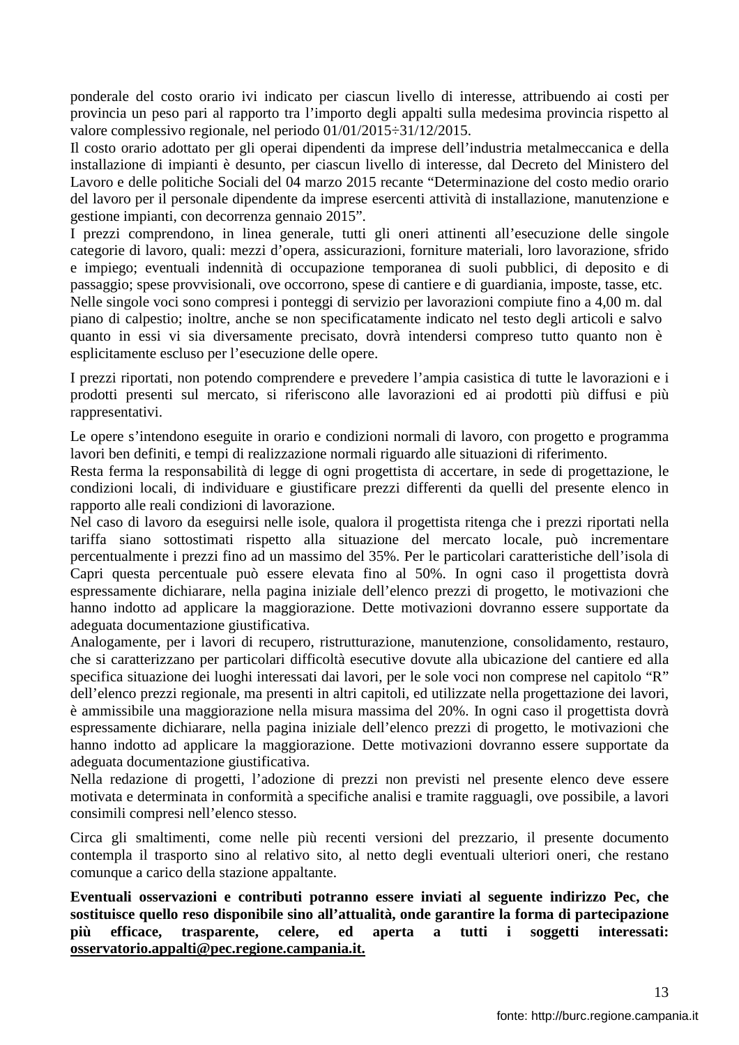ponderale del costo orario ivi indicato per ciascun livello di interesse, attribuendo ai costi per provincia un peso pari al rapporto tra l'importo degli appalti sulla medesima provincia rispetto al valore complessivo regionale, nel periodo 01/01/2015÷31/12/2015.

Il costo orario adottato per gli operai dipendenti da imprese dell'industria metalmeccanica e della installazione di impianti è desunto, per ciascun livello di interesse, dal Decreto del Ministero del Lavoro e delle politiche Sociali del 04 marzo 2015 recante "Determinazione del costo medio orario del lavoro per il personale dipendente da imprese esercenti attività di installazione, manutenzione e gestione impianti, con decorrenza gennaio 2015".

I prezzi comprendono, in linea generale, tutti gli oneri attinenti all'esecuzione delle singole categorie di lavoro, quali: mezzi d'opera, assicurazioni, forniture materiali, loro lavorazione, sfrido e impiego; eventuali indennità di occupazione temporanea di suoli pubblici, di deposito e di passaggio; spese provvisionali, ove occorrono, spese di cantiere e di guardiania, imposte, tasse, etc.

Nelle singole voci sono compresi i ponteggi di servizio per lavorazioni compiute fino a 4,00 m. dal piano di calpestio; inoltre, anche se non specificatamente indicato nel testo degli articoli e salvo quanto in essi vi sia diversamente precisato, dovrà intendersi compreso tutto quanto non è esplicitamente escluso per l'esecuzione delle opere.

I prezzi riportati, non potendo comprendere e prevedere l'ampia casistica di tutte le lavorazioni e i prodotti presenti sul mercato, si riferiscono alle lavorazioni ed ai prodotti più diffusi e più rappresentativi.

Le opere s'intendono eseguite in orario e condizioni normali di lavoro, con progetto e programma lavori ben definiti, e tempi di realizzazione normali riguardo alle situazioni di riferimento.

Resta ferma la responsabilità di legge di ogni progettista di accertare, in sede di progettazione, le condizioni locali, di individuare e giustificare prezzi differenti da quelli del presente elenco in rapporto alle reali condizioni di lavorazione.

Nel caso di lavoro da eseguirsi nelle isole, qualora il progettista ritenga che i prezzi riportati nella tariffa siano sottostimati rispetto alla situazione del mercato locale, può incrementare percentualmente i prezzi fino ad un massimo del 35%. Per le particolari caratteristiche dell'isola di Capri questa percentuale può essere elevata fino al 50%. In ogni caso il progettista dovrà espressamente dichiarare, nella pagina iniziale dell'elenco prezzi di progetto, le motivazioni che hanno indotto ad applicare la maggiorazione. Dette motivazioni dovranno essere supportate da adeguata documentazione giustificativa.

Analogamente, per i lavori di recupero, ristrutturazione, manutenzione, consolidamento, restauro, che si caratterizzano per particolari difficoltà esecutive dovute alla ubicazione del cantiere ed alla specifica situazione dei luoghi interessati dai lavori, per le sole voci non comprese nel capitolo "R" dell'elenco prezzi regionale, ma presenti in altri capitoli, ed utilizzate nella progettazione dei lavori, è ammissibile una maggiorazione nella misura massima del 20%. In ogni caso il progettista dovrà espressamente dichiarare, nella pagina iniziale dell'elenco prezzi di progetto, le motivazioni che hanno indotto ad applicare la maggiorazione. Dette motivazioni dovranno essere supportate da adeguata documentazione giustificativa.

Nella redazione di progetti, l'adozione di prezzi non previsti nel presente elenco deve essere motivata e determinata in conformità a specifiche analisi e tramite ragguagli, ove possibile, a lavori consimili compresi nell'elenco stesso.

Circa gli smaltimenti, come nelle più recenti versioni del prezzario, il presente documento contempla il trasporto sino al relativo sito, al netto degli eventuali ulteriori oneri, che restano comunque a carico della stazione appaltante.

**Eventuali osservazioni e contributi potranno essere inviati al seguente indirizzo Pec, che sostituisce quello reso disponibile sino all'attualità, onde garantire la forma di partecipazione più efficace, trasparente, celere, ed aperta a tutti i soggetti interessati: osservatorio.appalti@pec.regione.campania.it.**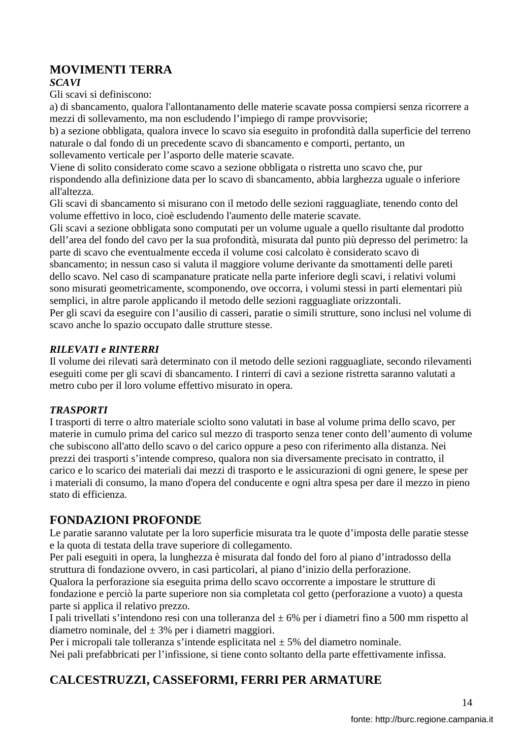## MOVIMENTI TERRA

### *SCAVI*

Gli scavi si definiscono:

a) di sbancamento, qualora l'allontanamento delle materie scavate possa compiersi senza ricorrere a mezzi di sollevamento, ma non escludendo l'impiego di rampe provvisorie;

b) a sezione obbligata, qualora invece lo scavo sia eseguito in profondità dalla superficie del terreno naturale o dal fondo di un precedente scavo di sbancamento e comporti, pertanto, un sollevamento verticale per l'asporto delle materie scavate.

Viene di solito considerato come scavo a sezione obbligata o ristretta uno scavo che, pur rispondendo alla definizione data per lo scavo di sbancamento, abbia larghezza uguale o inferiore all'altezza.

Gli scavi di sbancamento si misurano con il metodo delle sezioni ragguagliate, tenendo conto del volume effettivo in loco, cioè escludendo l'aumento delle materie scavate.

Gli scavi a sezione obbligata sono computati per un volume uguale a quello risultante dal prodotto dell'area del fondo del cavo per la sua profondità, misurata dal punto più depresso del perimetro: la parte di scavo che eventualmente ecceda il volume cosi calcolato è considerato scavo di sbancamento; in nessun caso si valuta il maggiore volume derivante da smottamenti delle pareti dello scavo. Nel caso di scampanature praticate nella parte inferiore degli scavi, i relativi volumi sono misurati geometricamente, scomponendo, ove occorra, i volumi stessi in parti elementari più semplici, in altre parole applicando il metodo delle sezioni ragguagliate orizzontali.

Per gli scavi da eseguire con l'ausilio di casseri, paratie o simili strutture, sono inclusi nel volume di scavo anche lo spazio occupato dalle strutture stesse.

### *RILEVATI e RINTERRI*

Il volume dei rilevati sarà determinato con il metodo delle sezioni ragguagliate, secondo rilevamenti eseguiti come per gli scavi di sbancamento. I rinterri di cavi a sezione ristretta saranno valutati a metro cubo per il loro volume effettivo misurato in opera.

### *TRASPORTI*

I trasporti di terre o altro materiale sciolto sono valutati in base al volume prima dello scavo, per materie in cumulo prima del carico sul mezzo di trasporto senza tener conto dell'aumento di volume che subiscono all'atto dello scavo o del carico oppure a peso con riferimento alla distanza. Nei prezzi dei trasporti s'intende compreso, qualora non sia diversamente precisato in contratto, il carico e lo scarico dei materiali dai mezzi di trasporto e le assicurazioni di ogni genere, le spese per i materiali di consumo, la mano d'opera del conducente e ogni altra spesa per dare il mezzo in pieno stato di efficienza.

## FONDAZIONI PROFONDE

Le paratie saranno valutate per la loro superficie misurata tra le quote d'imposta delle paratie stesse e la quota di testata della trave superiore di collegamento.

Per pali eseguiti in opera, la lunghezza è misurata dal fondo del foro al piano d'intradosso della struttura di fondazione ovvero, in casi particolari, al piano d'inizio della perforazione.

Qualora la perforazione sia eseguita prima dello scavo occorrente a impostare le strutture di fondazione e perciò la parte superiore non sia completata col getto (perforazione a vuoto) a questa parte si applica il relativo prezzo.

I pali trivellati s'intendono resi con una tolleranza del ± 6% per i diametri fino a 500 mm rispetto al diametro nominale, del ± 3% per i diametri maggiori.

Per i micropali tale tolleranza s'intende esplicitata nel ± 5% del diametro nominale.

Nei pali prefabbricati per l'infissione, si tiene conto soltanto della parte effettivamente infissa.

## CALCESTRUZZI, CASSEFORMI, FERRI PER ARMATURE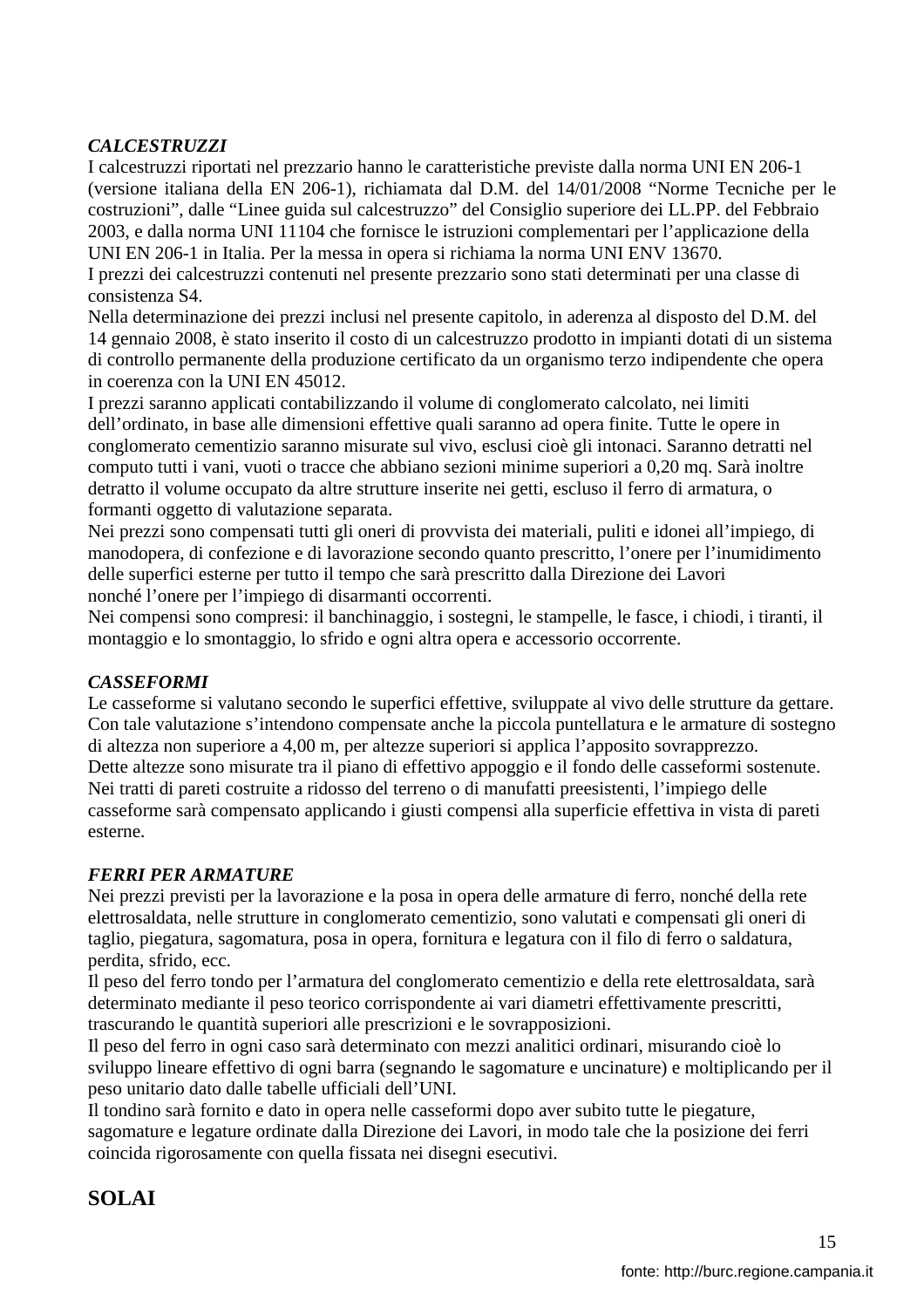### *CALCESTRUZZI*

I calcestruzzi riportati nel prezzario hanno le caratteristiche previste dalla norma UNI EN 206-1 (versione italiana della EN 206-1), richiamata dal D.M. del 14/01/2008 "Norme Tecniche per le costruzioni", dalle "Linee guida sul calcestruzzo" del Consiglio superiore dei LL.PP. del Febbraio 2003, e dalla norma UNI 11104 che fornisce le istruzioni complementari per l'applicazione della UNI EN 206-1 in Italia. Per la messa in opera si richiama la norma UNI ENV 13670.
I prezzi dei calcestruzzi contenuti nel presente prezzario sono stati determinati per una classe di consistenza S4.
Nella determinazione dei prezzi inclusi nel presente capitolo, in aderenza al disposto del D.M. del 14 gennaio 2008, è stato inserito il costo di un calcestruzzo prodotto in impianti dotati di un sistema di controllo permanente della produzione certificato da un organismo terzo indipendente che opera in coerenza con la UNI EN 45012.
I prezzi saranno applicati contabilizzando il volume di conglomerato calcolato, nei limiti dell'ordinato, in base alle dimensioni effettive quali saranno ad opera finite. Tutte le opere in conglomerato cementizio saranno misurate sul vivo, esclusi cioè gli intonaci. Saranno detratti nel computo tutti i vani, vuoti o tracce che abbiano sezioni minime superiori a 0,20 mq. Sarà inoltre detratto il volume occupato da altre strutture inserite nei getti, escluso il ferro di armatura, o formanti oggetto di valutazione separata.
Nei prezzi sono compensati tutti gli oneri di provvista dei materiali, puliti e idonei all'impiego, di manodopera, di confezione e di lavorazione secondo quanto prescritto, l'onere per l'inumidimento delle superfici esterne per tutto il tempo che sarà prescritto dalla Direzione dei Lavori nonché l'onere per l'impiego di disarmanti occorrenti.
Nei compensi sono compresi: il banchinaggio, i sostegni, le stampelle, le fasce, i chiodi, i tiranti, il montaggio e lo smontaggio, lo sfrido e ogni altra opera e accessorio occorrente.

### *CASSEFORMI*

Le casseforme si valutano secondo le superfici effettive, sviluppate al vivo delle strutture da gettare. Con tale valutazione s'intendono compensate anche la piccola puntellatura e le armature di sostegno di altezza non superiore a 4,00 m, per altezze superiori si applica l'apposito sovrapprezzo.
Dette altezze sono misurate tra il piano di effettivo appoggio e il fondo delle casseformi sostenute.
Nei tratti di pareti costruite a ridosso del terreno o di manufatti preesistenti, l'impiego delle casseforme sarà compensato applicando i giusti compensi alla superficie effettiva in vista di pareti esterne.

### *FERRI PER ARMATURE*

Nei prezzi previsti per la lavorazione e la posa in opera delle armature di ferro, nonché della rete elettrosaldata, nelle strutture in conglomerato cementizio, sono valutati e compensati gli oneri di taglio, piegatura, sagomatura, posa in opera, fornitura e legatura con il filo di ferro o saldatura, perdita, sfrido, ecc.
Il peso del ferro tondo per l'armatura del conglomerato cementizio e della rete elettrosaldata, sarà determinato mediante il peso teorico corrispondente ai vari diametri effettivamente prescritti, trascurando le quantità superiori alle prescrizioni e le sovrapposizioni.
Il peso del ferro in ogni caso sarà determinato con mezzi analitici ordinari, misurando cioè lo sviluppo lineare effettivo di ogni barra (segnando le sagomature e uncinature) e moltiplicando per il peso unitario dato dalle tabelle ufficiali dell'UNI.
Il tondino sarà fornito e dato in opera nelle casseformi dopo aver subito tutte le piegature, sagomature e legature ordinate dalla Direzione dei Lavori, in modo tale che la posizione dei ferri coincida rigorosamente con quella fissata nei disegni esecutivi.

## SOLAI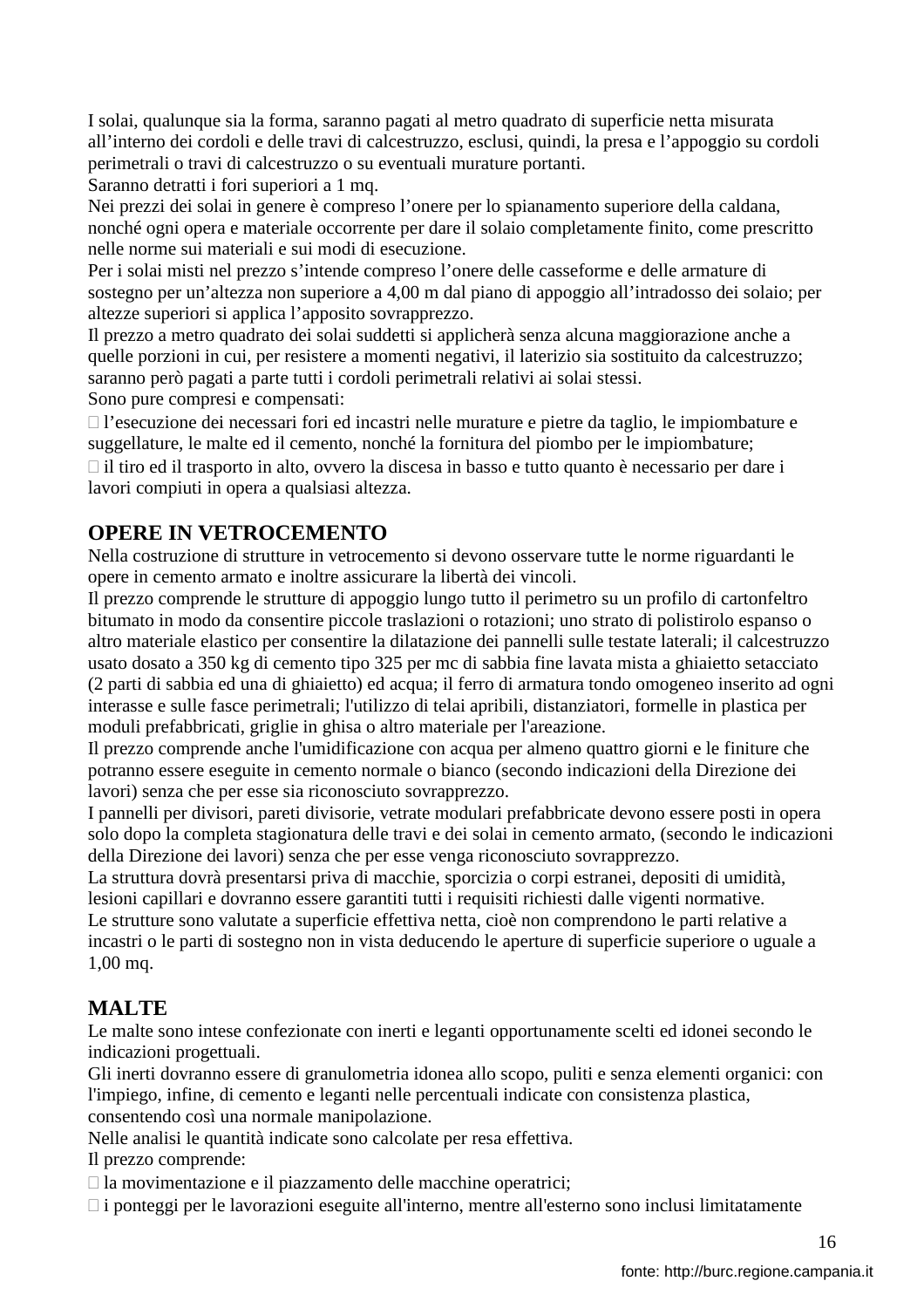I solai, qualunque sia la forma, saranno pagati al metro quadrato di superficie netta misurata all'interno dei cordoli e delle travi di calcestruzzo, esclusi, quindi, la presa e l'appoggio su cordoli perimetrali o travi di calcestruzzo o su eventuali murature portanti.
Saranno detratti i fori superiori a 1 mq.
Nei prezzi dei solai in genere è compreso l'onere per lo spianamento superiore della caldana, nonché ogni opera e materiale occorrente per dare il solaio completamente finito, come prescritto nelle norme sui materiali e sui modi di esecuzione.
Per i solai misti nel prezzo s'intende compreso l'onere delle casseforme e delle armature di sostegno per un'altezza non superiore a 4,00 m dal piano di appoggio all'intradosso dei solaio; per altezze superiori si applica l'apposito sovrapprezzo.
Il prezzo a metro quadrato dei solai suddetti si applicherà senza alcuna maggiorazione anche a quelle porzioni in cui, per resistere a momenti negativi, il laterizio sia sostituito da calcestruzzo; saranno però pagati a parte tutti i cordoli perimetrali relativi ai solai stessi.
Sono pure compresi e compensati:

- l'esecuzione dei necessari fori ed incastri nelle murature e pietre da taglio, le impiombature e suggellature, le malte ed il cemento, nonché la fornitura del piombo per le impiombature;
- il tiro ed il trasporto in alto, ovvero la discesa in basso e tutto quanto è necessario per dare i lavori compiuti in opera a qualsiasi altezza.

## OPERE IN VETROCEMENTO

Nella costruzione di strutture in vetrocemento si devono osservare tutte le norme riguardanti le opere in cemento armato e inoltre assicurare la libertà dei vincoli.
Il prezzo comprende le strutture di appoggio lungo tutto il perimetro su un profilo di cartonfeltro bitumato in modo da consentire piccole traslazioni o rotazioni; uno strato di polistirolo espanso o altro materiale elastico per consentire la dilatazione dei pannelli sulle testate laterali; il calcestruzzo usato dosato a 350 kg di cemento tipo 325 per mc di sabbia fine lavata mista a ghiaietto setacciato (2 parti di sabbia ed una di ghiaietto) ed acqua; il ferro di armatura tondo omogeneo inserito ad ogni interasse e sulle fasce perimetrali; l'utilizzo di telai apribili, distanziatori, formelle in plastica per moduli prefabbricati, griglie in ghisa o altro materiale per l'areazione.
Il prezzo comprende anche l'umidificazione con acqua per almeno quattro giorni e le finiture che potranno essere eseguite in cemento normale o bianco (secondo indicazioni della Direzione dei lavori) senza che per esse sia riconosciuto sovrapprezzo.
I pannelli per divisori, pareti divisorie, vetrate modulari prefabbricate devono essere posti in opera solo dopo la completa stagionatura delle travi e dei solai in cemento armato, (secondo le indicazioni della Direzione dei lavori) senza che per esse venga riconosciuto sovrapprezzo.
La struttura dovrà presentarsi priva di macchie, sporcizia o corpi estranei, depositi di umidità, lesioni capillari e dovranno essere garantiti tutti i requisiti richiesti dalle vigenti normative.
Le strutture sono valutate a superficie effettiva netta, cioè non comprendono le parti relative a incastri o le parti di sostegno non in vista deducendo le aperture di superficie superiore o uguale a 1,00 mq.

## MALTE

Le malte sono intese confezionate con inerti e leganti opportunamente scelti ed idonei secondo le indicazioni progettuali.
Gli inerti dovranno essere di granulometria idonea allo scopo, puliti e senza elementi organici: con l'impiego, infine, di cemento e leganti nelle percentuali indicate con consistenza plastica, consentendo così una normale manipolazione.
Nelle analisi le quantità indicate sono calcolate per resa effettiva.
Il prezzo comprende:

- la movimentazione e il piazzamento delle macchine operatrici;
- i ponteggi per le lavorazioni eseguite all'interno, mentre all'esterno sono inclusi limitatamente

fonte: http://burc.regione.campania.it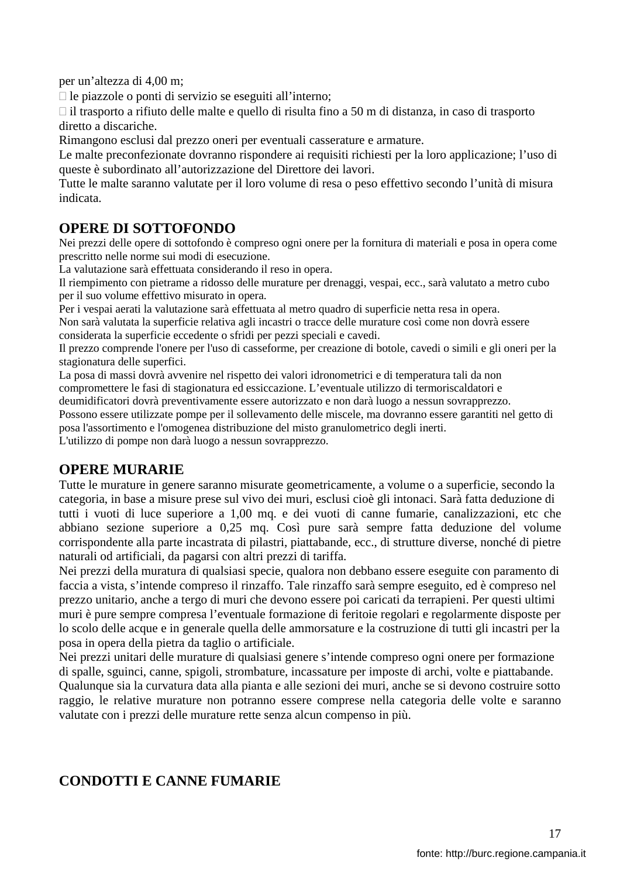per un’altezza di 4,00 m;

- le piazzole o ponti di servizio se eseguiti all’interno;
- il trasporto a rifiuto delle malte e quello di risulta fino a 50 m di distanza, in caso di trasporto diretto a discariche.

Rimangono esclusi dal prezzo oneri per eventuali casserature e armature.

Le malte preconfezionate dovranno rispondere ai requisiti richiesti per la loro applicazione; l’uso di queste è subordinato all’autorizzazione del Direttore dei lavori.

Tutte le malte saranno valutate per il loro volume di resa o peso effettivo secondo l’unità di misura indicata.

## OPERE DI SOTTOFONDO

Nei prezzi delle opere di sottofondo è compreso ogni onere per la fornitura di materiali e posa in opera come prescritto nelle norme sui modi di esecuzione.

La valutazione sarà effettuata considerando il reso in opera.

Il riempimento con pietrame a ridosso delle murature per drenaggi, vespai, ecc., sarà valutato a metro cubo per il suo volume effettivo misurato in opera.

Per i vespai aerati la valutazione sarà effettuata al metro quadro di superficie netta resa in opera.

Non sarà valutata la superficie relativa agli incastri o tracce delle murature così come non dovrà essere considerata la superficie eccedente o sfridi per pezzi speciali e cavedi.

Il prezzo comprende l'onere per l'uso di casseforme, per creazione di botole, cavedi o simili e gli oneri per la stagionatura delle superfici.

La posa di massi dovrà avvenire nel rispetto dei valori idronometrici e di temperatura tali da non compromettere le fasi di stagionatura ed essiccazione. L’eventuale utilizzo di termoriscaldatori e deumidificatori dovrà preventivamente essere autorizzato e non darà luogo a nessun sovrapprezzo.

Possono essere utilizzate pompe per il sollevamento delle miscele, ma dovranno essere garantiti nel getto di posa l'assortimento e l'omogenea distribuzione del misto granulometrico degli inerti.

L'utilizzo di pompe non darà luogo a nessun sovrapprezzo.

## OPERE MURARIE

Tutte le murature in genere saranno misurate geometricamente, a volume o a superficie, secondo la categoria, in base a misure prese sul vivo dei muri, esclusi cioè gli intonaci. Sarà fatta deduzione di tutti i vuoti di luce superiore a 1,00 mq. e dei vuoti di canne fumarie, canalizzazioni, etc che abbiano sezione superiore a 0,25 mq. Così pure sarà sempre fatta deduzione del volume corrispondente alla parte incastrata di pilastri, piattabande, ecc., di strutture diverse, nonché di pietre naturali od artificiali, da pagarsi con altri prezzi di tariffa.

Nei prezzi della muratura di qualsiasi specie, qualora non debbano essere eseguite con paramento di faccia a vista, s’intende compreso il rinzaffo. Tale rinzaffo sarà sempre eseguito, ed è compreso nel prezzo unitario, anche a tergo di muri che devono essere poi caricati da terrapieni. Per questi ultimi muri è pure sempre compresa l’eventuale formazione di feritoie regolari e regolarmente disposte per lo scolo delle acque e in generale quella delle ammorsature e la costruzione di tutti gli incastri per la posa in opera della pietra da taglio o artificiale.

Nei prezzi unitari delle murature di qualsiasi genere s’intende compreso ogni onere per formazione di spalle, sguinci, canne, spigoli, strombature, incassature per imposte di archi, volte e piattabande.

Qualunque sia la curvatura data alla pianta e alle sezioni dei muri, anche se si devono costruire sotto raggio, le relative murature non potranno essere comprese nella categoria delle volte e saranno valutate con i prezzi delle murature rette senza alcun compenso in più.

## CONDOTTI E CANNE FUMARIE

fonte: http://burc.regione.campania.it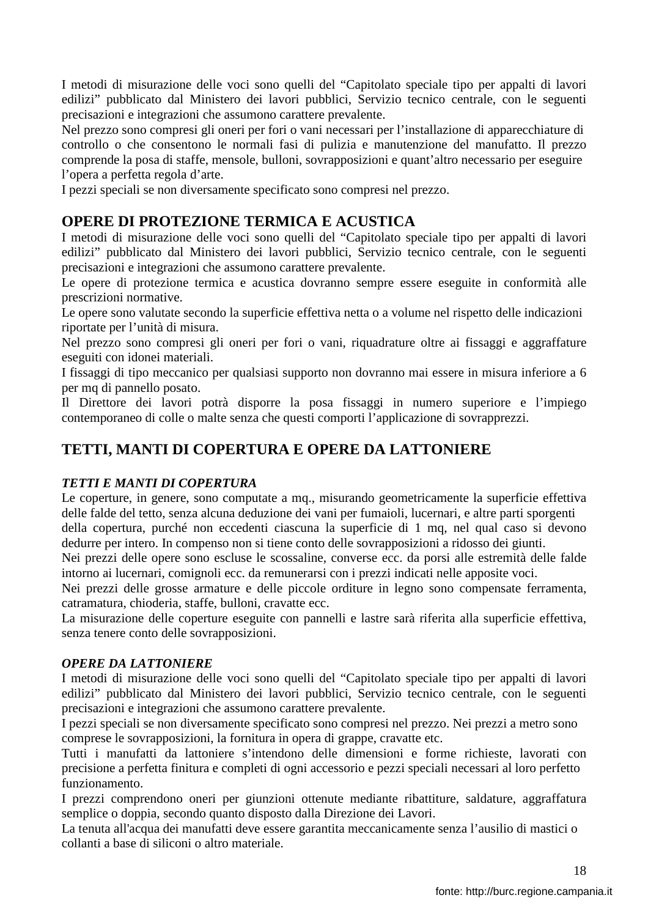I metodi di misurazione delle voci sono quelli del "Capitolato speciale tipo per appalti di lavori edilizi" pubblicato dal Ministero dei lavori pubblici, Servizio tecnico centrale, con le seguenti precisazioni e integrazioni che assumono carattere prevalente.
Nel prezzo sono compresi gli oneri per fori o vani necessari per l'installazione di apparecchiature di controllo o che consentono le normali fasi di pulizia e manutenzione del manufatto. Il prezzo comprende la posa di staffe, mensole, bulloni, sovrapposizioni e quant'altro necessario per eseguire l'opera a perfetta regola d'arte.
I pezzi speciali se non diversamente specificato sono compresi nel prezzo.

## OPERE DI PROTEZIONE TERMICA E ACUSTICA

I metodi di misurazione delle voci sono quelli del "Capitolato speciale tipo per appalti di lavori edilizi" pubblicato dal Ministero dei lavori pubblici, Servizio tecnico centrale, con le seguenti precisazioni e integrazioni che assumono carattere prevalente.
Le opere di protezione termica e acustica dovranno sempre essere eseguite in conformità alle prescrizioni normative.
Le opere sono valutate secondo la superficie effettiva netta o a volume nel rispetto delle indicazioni riportate per l'unità di misura.
Nel prezzo sono compresi gli oneri per fori o vani, riquadrature oltre ai fissaggi e aggraffature eseguiti con idonei materiali.
I fissaggi di tipo meccanico per qualsiasi supporto non dovranno mai essere in misura inferiore a 6 per mq di pannello posato.
Il Direttore dei lavori potrà disporre la posa fissaggi in numero superiore e l'impiego contemporaneo di colle o malte senza che questi comporti l'applicazione di sovrapprezzi.

## TETTI, MANTI DI COPERTURA E OPERE DA LATTONIERE

### *TETTI E MANTI DI COPERTURA*

Le coperture, in genere, sono computate a mq., misurando geometricamente la superficie effettiva delle falde del tetto, senza alcuna deduzione dei vani per fumaioli, lucernari, e altre parti sporgenti della copertura, purché non eccedenti ciascuna la superficie di 1 mq, nel qual caso si devono dedurre per intero. In compenso non si tiene conto delle sovrapposizioni a ridosso dei giunti.
Nei prezzi delle opere sono escluse le scossaline, converse ecc. da porsi alle estremità delle falde intorno ai lucernari, comignoli ecc. da remunerarsi con i prezzi indicati nelle apposite voci.
Nei prezzi delle grosse armature e delle piccole orditure in legno sono compensate ferramenta, catramatura, chioderia, staffe, bulloni, cravatte ecc.
La misurazione delle coperture eseguite con pannelli e lastre sarà riferita alla superficie effettiva, senza tenere conto delle sovrapposizioni.

### *OPERE DA LATTONIERE*

I metodi di misurazione delle voci sono quelli del "Capitolato speciale tipo per appalti di lavori edilizi" pubblicato dal Ministero dei lavori pubblici, Servizio tecnico centrale, con le seguenti precisazioni e integrazioni che assumono carattere prevalente.
I pezzi speciali se non diversamente specificato sono compresi nel prezzo. Nei prezzi a metro sono comprese le sovrapposizioni, la fornitura in opera di grappe, cravatte etc.
Tutti i manufatti da lattoniere s'intendono delle dimensioni e forme richieste, lavorati con precisione a perfetta finitura e completi di ogni accessorio e pezzi speciali necessari al loro perfetto funzionamento.
I prezzi comprendono oneri per giunzioni ottenute mediante ribattiture, saldature, aggraffatura semplice o doppia, secondo quanto disposto dalla Direzione dei Lavori.
La tenuta all'acqua dei manufatti deve essere garantita meccanicamente senza l'ausilio di mastici o collanti a base di siliconi o altro materiale.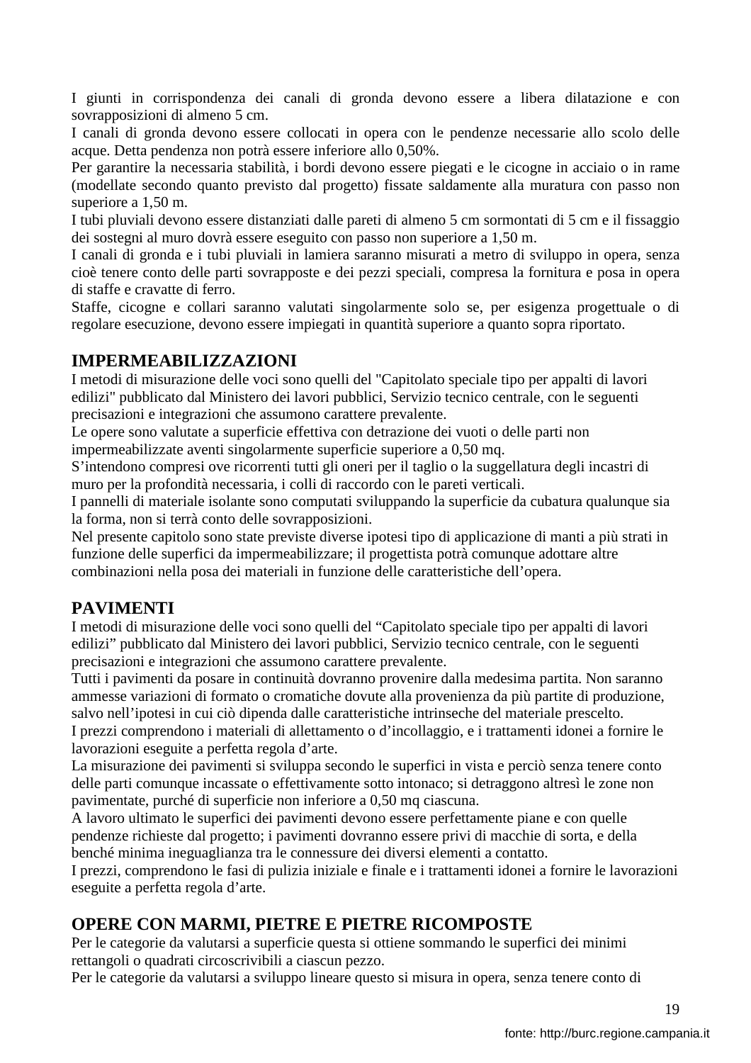I giunti in corrispondenza dei canali di gronda devono essere a libera dilatazione e con sovrapposizioni di almeno 5 cm.
I canali di gronda devono essere collocati in opera con le pendenze necessarie allo scolo delle acque. Detta pendenza non potrà essere inferiore allo 0,50%.
Per garantire la necessaria stabilità, i bordi devono essere piegati e le cicogne in acciaio o in rame (modellate secondo quanto previsto dal progetto) fissate saldamente alla muratura con passo non superiore a 1,50 m.
I tubi pluviali devono essere distanziati dalle pareti di almeno 5 cm sormontati di 5 cm e il fissaggio dei sostegni al muro dovrà essere eseguito con passo non superiore a 1,50 m.
I canali di gronda e i tubi pluviali in lamiera saranno misurati a metro di sviluppo in opera, senza cioè tenere conto delle parti sovrapposte e dei pezzi speciali, compresa la fornitura e posa in opera di staffe e cravatte di ferro.
Staffe, cicogne e collari saranno valutati singolarmente solo se, per esigenza progettuale o di regolare esecuzione, devono essere impiegati in quantità superiore a quanto sopra riportato.

## IMPERMEABILIZZAZIONI

I metodi di misurazione delle voci sono quelli del "Capitolato speciale tipo per appalti di lavori edilizi" pubblicato dal Ministero dei lavori pubblici, Servizio tecnico centrale, con le seguenti precisazioni e integrazioni che assumono carattere prevalente.
Le opere sono valutate a superficie effettiva con detrazione dei vuoti o delle parti non impermeabilizzate aventi singolarmente superficie superiore a 0,50 mq.
S'intendono compresi ove ricorrenti tutti gli oneri per il taglio o la suggellatura degli incastri di muro per la profondità necessaria, i colli di raccordo con le pareti verticali.
I pannelli di materiale isolante sono computati sviluppando la superficie da cubatura qualunque sia la forma, non si terrà conto delle sovrapposizioni.
Nel presente capitolo sono state previste diverse ipotesi tipo di applicazione di manti a più strati in funzione delle superfici da impermeabilizzare; il progettista potrà comunque adottare altre combinazioni nella posa dei materiali in funzione delle caratteristiche dell'opera.

## PAVIMENTI

I metodi di misurazione delle voci sono quelli del "Capitolato speciale tipo per appalti di lavori edilizi" pubblicato dal Ministero dei lavori pubblici, Servizio tecnico centrale, con le seguenti precisazioni e integrazioni che assumono carattere prevalente.
Tutti i pavimenti da posare in continuità dovranno provenire dalla medesima partita. Non saranno ammesse variazioni di formato o cromatiche dovute alla provenienza da più partite di produzione, salvo nell'ipotesi in cui ciò dipenda dalle caratteristiche intrinseche del materiale prescelto.
I prezzi comprendono i materiali di allettamento o d'incollaggio, e i trattamenti idonei a fornire le lavorazioni eseguite a perfetta regola d'arte.
La misurazione dei pavimenti si sviluppa secondo le superfici in vista e perciò senza tenere conto delle parti comunque incassate o effettivamente sotto intonaco; si detraggono altresì le zone non pavimentate, purché di superficie non inferiore a 0,50 mq ciascuna.
A lavoro ultimato le superfici dei pavimenti devono essere perfettamente piane e con quelle pendenze richieste dal progetto; i pavimenti dovranno essere privi di macchie di sorta, e della benché minima ineguaglianza tra le connessure dei diversi elementi a contatto.
I prezzi, comprendono le fasi di pulizia iniziale e finale e i trattamenti idonei a fornire le lavorazioni eseguite a perfetta regola d'arte.

## OPERE CON MARMI, PIETRE E PIETRE RICOMPOSTE

Per le categorie da valutarsi a superficie questa si ottiene sommando le superfici dei minimi rettangoli o quadrati circoscrivibili a ciascun pezzo.
Per le categorie da valutarsi a sviluppo lineare questo si misura in opera, senza tenere conto di

fonte: http://burc.regione.campania.it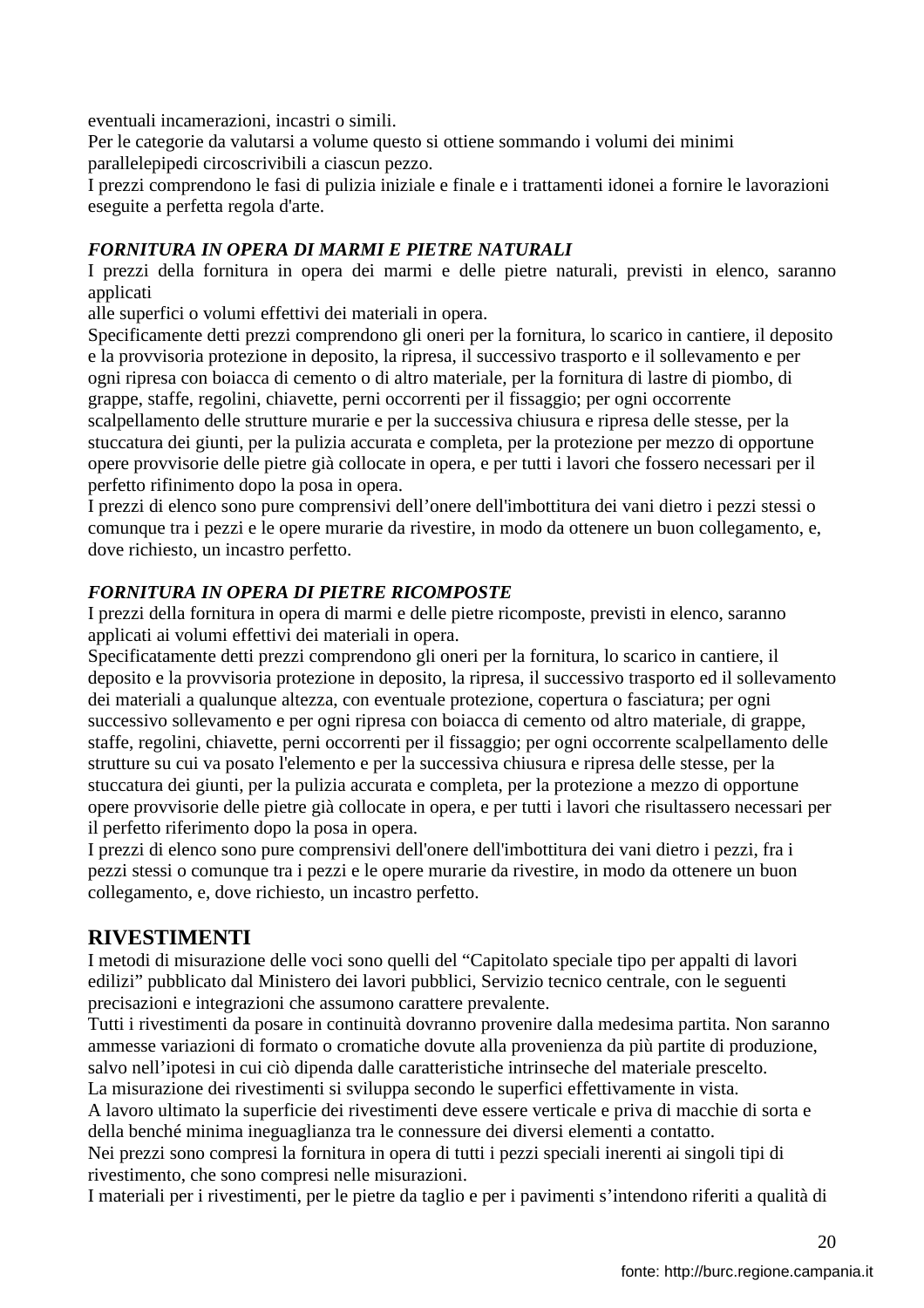eventuali incamerazioni, incastri o simili.
Per le categorie da valutarsi a volume questo si ottiene sommando i volumi dei minimi parallelepipedi circoscrivibili a ciascun pezzo.
I prezzi comprendono le fasi di pulizia iniziale e finale e i trattamenti idonei a fornire le lavorazioni eseguite a perfetta regola d'arte.

***FORNITURA IN OPERA DI MARMI E PIETRE NATURALI***

I prezzi della fornitura in opera dei marmi e delle pietre naturali, previsti in elenco, saranno applicati
alle superfici o volumi effettivi dei materiali in opera.
Specificamente detti prezzi comprendono gli oneri per la fornitura, lo scarico in cantiere, il deposito e la provvisoria protezione in deposito, la ripresa, il successivo trasporto e il sollevamento e per ogni ripresa con boiacca di cemento o di altro materiale, per la fornitura di lastre di piombo, di grappe, staffe, regolini, chiavette, perni occorrenti per il fissaggio; per ogni occorrente scalpellamento delle strutture murarie e per la successiva chiusura e ripresa delle stesse, per la stuccatura dei giunti, per la pulizia accurata e completa, per la protezione per mezzo di opportune opere provvisorie delle pietre già collocate in opera, e per tutti i lavori che fossero necessari per il perfetto rifinimento dopo la posa in opera.
I prezzi di elenco sono pure comprensivi dell'onere dell'imbottitura dei vani dietro i pezzi stessi o comunque tra i pezzi e le opere murarie da rivestire, in modo da ottenere un buon collegamento, e, dove richiesto, un incastro perfetto.

***FORNITURA IN OPERA DI PIETRE RICOMPOSTE***

I prezzi della fornitura in opera di marmi e delle pietre ricomposte, previsti in elenco, saranno applicati ai volumi effettivi dei materiali in opera.
Specificatamente detti prezzi comprendono gli oneri per la fornitura, lo scarico in cantiere, il deposito e la provvisoria protezione in deposito, la ripresa, il successivo trasporto ed il sollevamento dei materiali a qualunque altezza, con eventuale protezione, copertura o fasciatura; per ogni successivo sollevamento e per ogni ripresa con boiacca di cemento od altro materiale, di grappe, staffe, regolini, chiavette, perni occorrenti per il fissaggio; per ogni occorrente scalpellamento delle strutture su cui va posato l'elemento e per la successiva chiusura e ripresa delle stesse, per la stuccatura dei giunti, per la pulizia accurata e completa, per la protezione a mezzo di opportune opere provvisorie delle pietre già collocate in opera, e per tutti i lavori che risultassero necessari per il perfetto riferimento dopo la posa in opera.
I prezzi di elenco sono pure comprensivi dell'onere dell'imbottitura dei vani dietro i pezzi, fra i pezzi stessi o comunque tra i pezzi e le opere murarie da rivestire, in modo da ottenere un buon collegamento, e, dove richiesto, un incastro perfetto.

## RIVESTIMENTI

I metodi di misurazione delle voci sono quelli del "Capitolato speciale tipo per appalti di lavori edilizi" pubblicato dal Ministero dei lavori pubblici, Servizio tecnico centrale, con le seguenti precisazioni e integrazioni che assumono carattere prevalente.
Tutti i rivestimenti da posare in continuità dovranno provenire dalla medesima partita. Non saranno ammesse variazioni di formato o cromatiche dovute alla provenienza da più partite di produzione, salvo nell'ipotesi in cui ciò dipenda dalle caratteristiche intrinseche del materiale prescelto.
La misurazione dei rivestimenti si sviluppa secondo le superfici effettivamente in vista.
A lavoro ultimato la superficie dei rivestimenti deve essere verticale e priva di macchie di sorta e della benché minima ineguaglianza tra le connessure dei diversi elementi a contatto.
Nei prezzi sono compresi la fornitura in opera di tutti i pezzi speciali inerenti ai singoli tipi di rivestimento, che sono compresi nelle misurazioni.
I materiali per i rivestimenti, per le pietre da taglio e per i pavimenti s'intendono riferiti a qualità di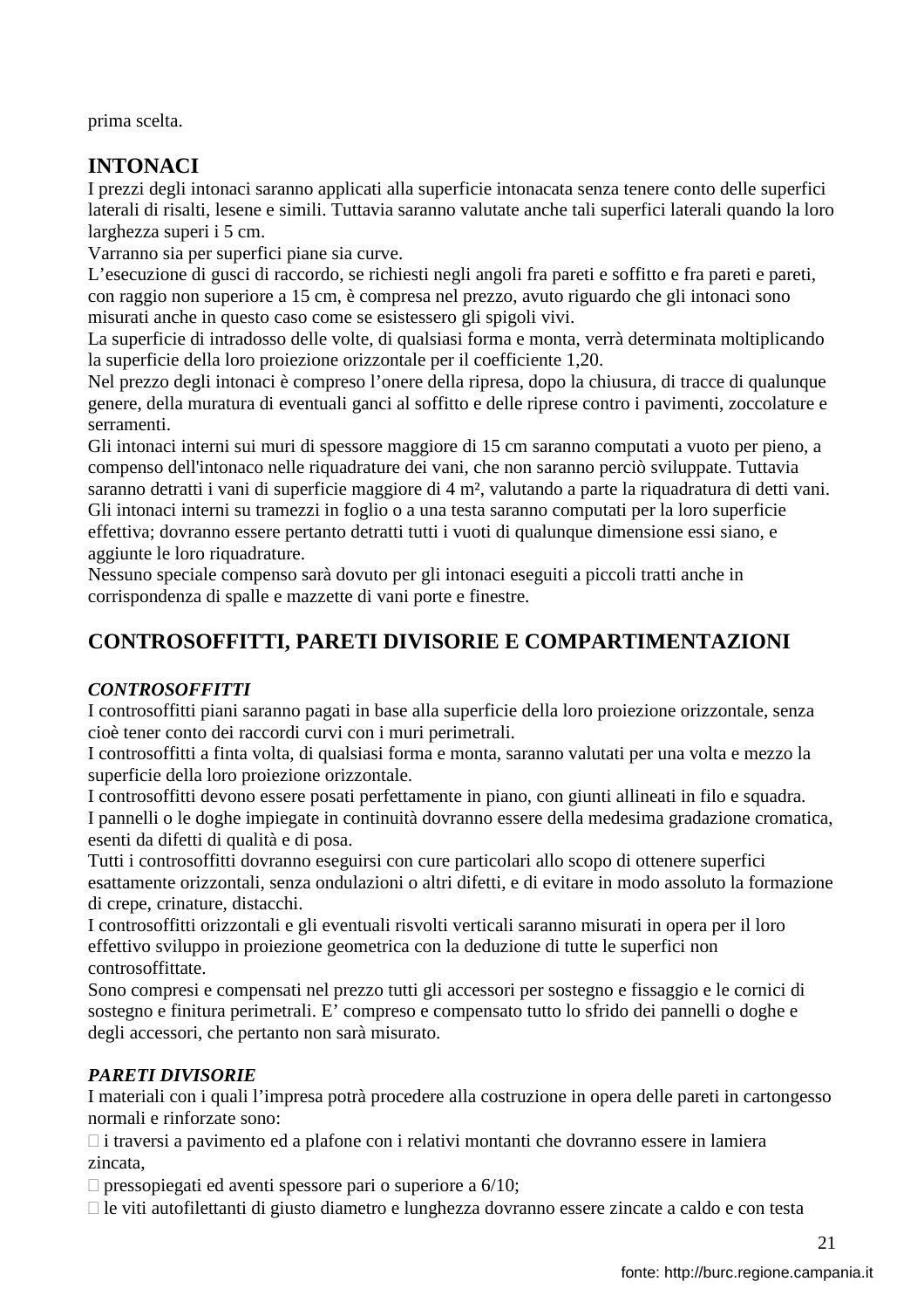prima scelta.

## INTONACI

I prezzi degli intonaci saranno applicati alla superficie intonacata senza tenere conto delle superfici laterali di risalti, lesene e simili. Tuttavia saranno valutate anche tali superfici laterali quando la loro larghezza superi i 5 cm.
Varranno sia per superfici piane sia curve.
L'esecuzione di gusci di raccordo, se richiesti negli angoli fra pareti e soffitto e fra pareti e pareti, con raggio non superiore a 15 cm, è compresa nel prezzo, avuto riguardo che gli intonaci sono misurati anche in questo caso come se esistessero gli spigoli vivi.
La superficie di intradosso delle volte, di qualsiasi forma e monta, verrà determinata moltiplicando la superficie della loro proiezione orizzontale per il coefficiente 1,20.
Nel prezzo degli intonaci è compreso l'onere della ripresa, dopo la chiusura, di tracce di qualunque genere, della muratura di eventuali ganci al soffitto e delle riprese contro i pavimenti, zoccolature e serramenti.
Gli intonaci interni sui muri di spessore maggiore di 15 cm saranno computati a vuoto per pieno, a compenso dell'intonaco nelle riquadrature dei vani, che non saranno perciò sviluppate. Tuttavia saranno detratti i vani di superficie maggiore di 4 m², valutando a parte la riquadratura di detti vani.
Gli intonaci interni su tramezzi in foglio o a una testa saranno computati per la loro superficie effettiva; dovranno essere pertanto detratti tutti i vuoti di qualunque dimensione essi siano, e aggiunte le loro riquadrature.
Nessuno speciale compenso sarà dovuto per gli intonaci eseguiti a piccoli tratti anche in corrispondenza di spalle e mazzette di vani porte e finestre.

## CONTROSOFFITTI, PARETI DIVISORIE E COMPARTIMENTAZIONI

### *CONTROSOFFITTI*

I controsoffitti piani saranno pagati in base alla superficie della loro proiezione orizzontale, senza cioè tener conto dei raccordi curvi con i muri perimetrali.
I controsoffitti a finta volta, di qualsiasi forma e monta, saranno valutati per una volta e mezzo la superficie della loro proiezione orizzontale.
I controsoffitti devono essere posati perfettamente in piano, con giunti allineati in filo e squadra.
I pannelli o le doghe impiegate in continuità dovranno essere della medesima gradazione cromatica, esenti da difetti di qualità e di posa.
Tutti i controsoffitti dovranno eseguirsi con cure particolari allo scopo di ottenere superfici esattamente orizzontali, senza ondulazioni o altri difetti, e di evitare in modo assoluto la formazione di crepe, crinature, distacchi.
I controsoffitti orizzontali e gli eventuali risvolti verticali saranno misurati in opera per il loro effettivo sviluppo in proiezione geometrica con la deduzione di tutte le superfici non controsoffittate.
Sono compresi e compensati nel prezzo tutti gli accessori per sostegno e fissaggio e le cornici di sostegno e finitura perimetrali. E' compreso e compensato tutto lo sfrido dei pannelli o doghe e degli accessori, che pertanto non sarà misurato.

### *PARETI DIVISORIE*

I materiali con i quali l'impresa potrà procedere alla costruzione in opera delle pareti in cartongesso normali e rinforzate sono:

- i traversi a pavimento ed a plafone con i relativi montanti che dovranno essere in lamiera zincata,
- pressopiegati ed aventi spessore pari o superiore a 6/10;
- le viti autofilettanti di giusto diametro e lunghezza dovranno essere zincate a caldo e con testa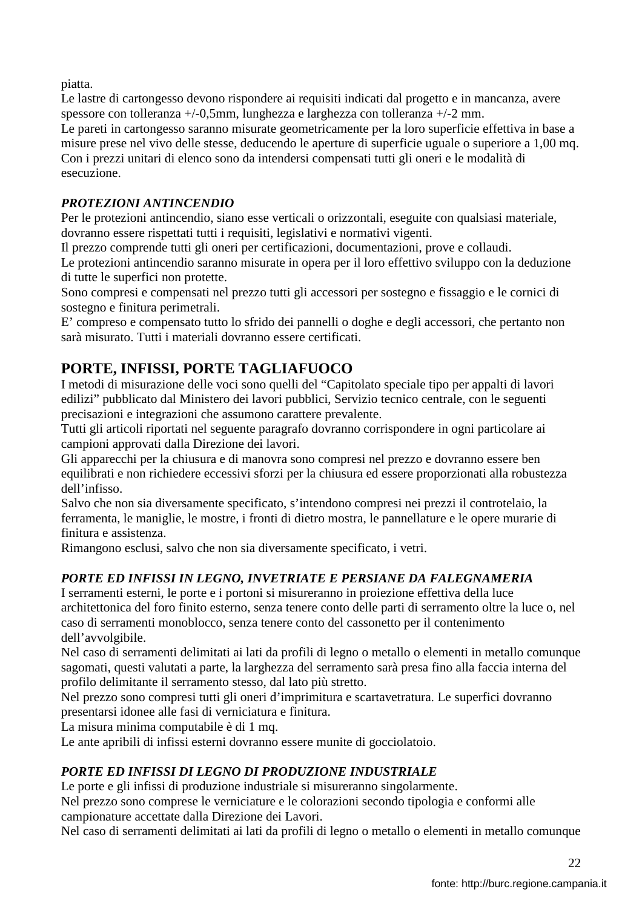piatta.
Le lastre di cartongesso devono rispondere ai requisiti indicati dal progetto e in mancanza, avere spessore con tolleranza +/-0,5mm, lunghezza e larghezza con tolleranza +/-2 mm.
Le pareti in cartongesso saranno misurate geometricamente per la loro superficie effettiva in base a misure prese nel vivo delle stesse, deducendo le aperture di superficie uguale o superiore a 1,00 mq.
Con i prezzi unitari di elenco sono da intendersi compensati tutti gli oneri e le modalità di esecuzione.

### *PROTEZIONI ANTINCENDIO*

Per le protezioni antincendio, siano esse verticali o orizzontali, eseguite con qualsiasi materiale, dovranno essere rispettati tutti i requisiti, legislativi e normativi vigenti.
Il prezzo comprende tutti gli oneri per certificazioni, documentazioni, prove e collaudi.
Le protezioni antincendio saranno misurate in opera per il loro effettivo sviluppo con la deduzione di tutte le superfici non protette.
Sono compresi e compensati nel prezzo tutti gli accessori per sostegno e fissaggio e le cornici di sostegno e finitura perimetrali.
E' compreso e compensato tutto lo sfrido dei pannelli o doghe e degli accessori, che pertanto non sarà misurato. Tutti i materiali dovranno essere certificati.

## PORTE, INFISSI, PORTE TAGLIAFUOCO

I metodi di misurazione delle voci sono quelli del "Capitolato speciale tipo per appalti di lavori edilizi" pubblicato dal Ministero dei lavori pubblici, Servizio tecnico centrale, con le seguenti precisazioni e integrazioni che assumono carattere prevalente.
Tutti gli articoli riportati nel seguente paragrafo dovranno corrispondere in ogni particolare ai campioni approvati dalla Direzione dei lavori.
Gli apparecchi per la chiusura e di manovra sono compresi nel prezzo e dovranno essere ben equilibrati e non richiedere eccessivi sforzi per la chiusura ed essere proporzionati alla robustezza dell'infisso.
Salvo che non sia diversamente specificato, s'intendono compresi nei prezzi il controtelaio, la ferramenta, le maniglie, le mostre, i fronti di dietro mostra, le pannellature e le opere murarie di finitura e assistenza.
Rimangono esclusi, salvo che non sia diversamente specificato, i vetri.

### *PORTE ED INFISSI IN LEGNO, INVETRIATE E PERSIANE DA FALEGNAMERIA*

I serramenti esterni, le porte e i portoni si misureranno in proiezione effettiva della luce architettonica del foro finito esterno, senza tenere conto delle parti di serramento oltre la luce o, nel caso di serramenti monoblocco, senza tenere conto del cassonetto per il contenimento dell'avvolgibile.
Nel caso di serramenti delimitati ai lati da profili di legno o metallo o elementi in metallo comunque sagomati, questi valutati a parte, la larghezza del serramento sarà presa fino alla faccia interna del profilo delimitante il serramento stesso, dal lato più stretto.
Nel prezzo sono compresi tutti gli oneri d'imprimitura e scartavetratura. Le superfici dovranno presentarsi idonee alle fasi di verniciatura e finitura.
La misura minima computabile è di 1 mq.
Le ante apribili di infissi esterni dovranno essere munite di gocciolatoio.

### *PORTE ED INFISSI DI LEGNO DI PRODUZIONE INDUSTRIALE*

Le porte e gli infissi di produzione industriale si misureranno singolarmente.
Nel prezzo sono comprese le verniciature e le colorazioni secondo tipologia e conformi alle campionature accettate dalla Direzione dei Lavori.
Nel caso di serramenti delimitati ai lati da profili di legno o metallo o elementi in metallo comunque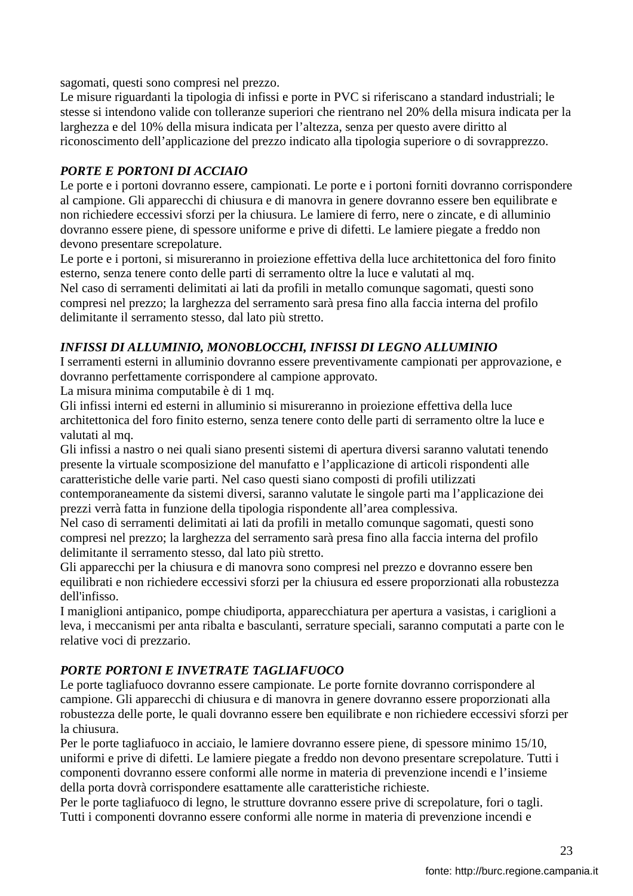sagomati, questi sono compresi nel prezzo.
Le misure riguardanti la tipologia di infissi e porte in PVC si riferiscano a standard industriali; le stesse si intendono valide con tolleranze superiori che rientrano nel 20% della misura indicata per la larghezza e del 10% della misura indicata per l'altezza, senza per questo avere diritto al riconoscimento dell'applicazione del prezzo indicato alla tipologia superiore o di sovrapprezzo.

***PORTE E PORTONI DI ACCIAIO***

Le porte e i portoni dovranno essere, campionati. Le porte e i portoni forniti dovranno corrispondere al campione. Gli apparecchi di chiusura e di manovra in genere dovranno essere ben equilibrate e non richiedere eccessivi sforzi per la chiusura. Le lamiere di ferro, nere o zincate, e di alluminio dovranno essere piene, di spessore uniforme e prive di difetti. Le lamiere piegate a freddo non devono presentare screpolature.
Le porte e i portoni, si misureranno in proiezione effettiva della luce architettonica del foro finito esterno, senza tenere conto delle parti di serramento oltre la luce e valutati al mq.
Nel caso di serramenti delimitati ai lati da profili in metallo comunque sagomati, questi sono compresi nel prezzo; la larghezza del serramento sarà presa fino alla faccia interna del profilo delimitante il serramento stesso, dal lato più stretto.

***INFISSI DI ALLUMINIO, MONOBLOCCHI, INFISSI DI LEGNO ALLUMINIO***

I serramenti esterni in alluminio dovranno essere preventivamente campionati per approvazione, e dovranno perfettamente corrispondere al campione approvato.
La misura minima computabile è di 1 mq.
Gli infissi interni ed esterni in alluminio si misureranno in proiezione effettiva della luce architettonica del foro finito esterno, senza tenere conto delle parti di serramento oltre la luce e valutati al mq.
Gli infissi a nastro o nei quali siano presenti sistemi di apertura diversi saranno valutati tenendo presente la virtuale scomposizione del manufatto e l'applicazione di articoli rispondenti alle caratteristiche delle varie parti. Nel caso questi siano composti di profili utilizzati contemporaneamente da sistemi diversi, saranno valutate le singole parti ma l'applicazione dei prezzi verrà fatta in funzione della tipologia rispondente all'area complessiva.
Nel caso di serramenti delimitati ai lati da profili in metallo comunque sagomati, questi sono compresi nel prezzo; la larghezza del serramento sarà presa fino alla faccia interna del profilo delimitante il serramento stesso, dal lato più stretto.
Gli apparecchi per la chiusura e di manovra sono compresi nel prezzo e dovranno essere ben equilibrati e non richiedere eccessivi sforzi per la chiusura ed essere proporzionati alla robustezza dell'infisso.
I maniglioni antipanico, pompe chiudiporta, apparecchiatura per apertura a vasistas, i cariglioni a leva, i meccanismi per anta ribalta e basculanti, serrature speciali, saranno computati a parte con le relative voci di prezzario.

***PORTE PORTONI E INVETRATE TAGLIAFUOCO***

Le porte tagliafuoco dovranno essere campionate. Le porte fornite dovranno corrispondere al campione. Gli apparecchi di chiusura e di manovra in genere dovranno essere proporzionati alla robustezza delle porte, le quali dovranno essere ben equilibrate e non richiedere eccessivi sforzi per la chiusura.
Per le porte tagliafuoco in acciaio, le lamiere dovranno essere piene, di spessore minimo 15/10, uniformi e prive di difetti. Le lamiere piegate a freddo non devono presentare screpolature. Tutti i componenti dovranno essere conformi alle norme in materia di prevenzione incendi e l'insieme della porta dovrà corrispondere esattamente alle caratteristiche richieste.
Per le porte tagliafuoco di legno, le strutture dovranno essere prive di screpolature, fori o tagli. Tutti i componenti dovranno essere conformi alle norme in materia di prevenzione incendi e

fonte: http://burc.regione.campania.it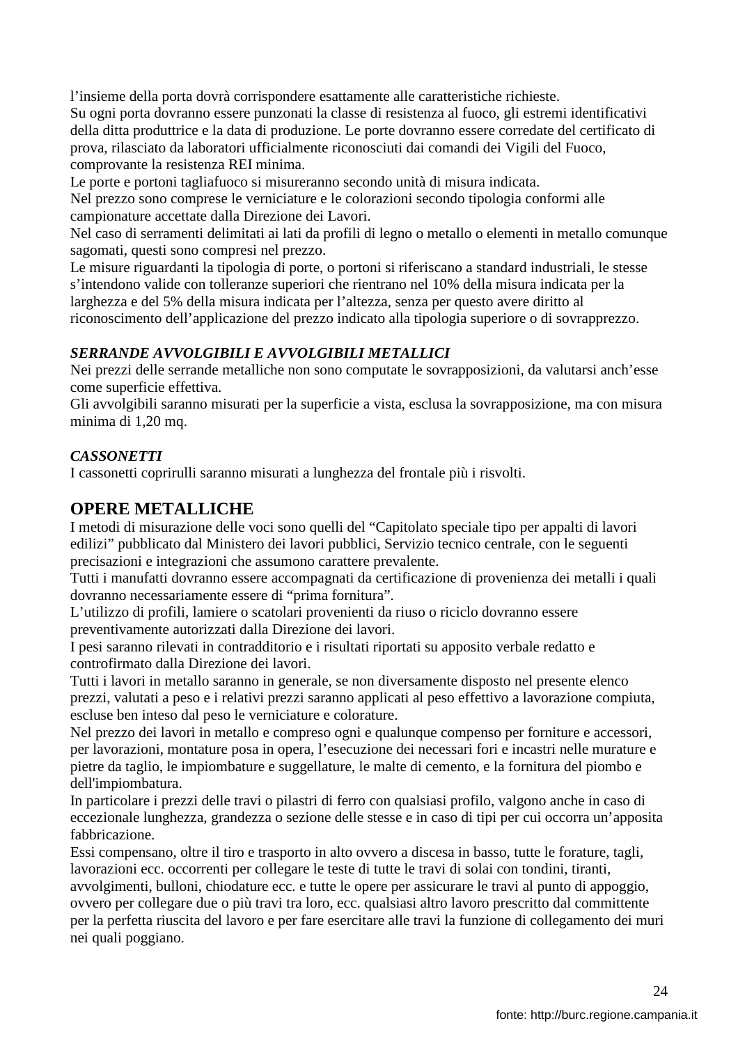l’insieme della porta dovrà corrispondere esattamente alle caratteristiche richieste.
Su ogni porta dovranno essere punzonati la classe di resistenza al fuoco, gli estremi identificativi della ditta produttrice e la data di produzione. Le porte dovranno essere corredate del certificato di prova, rilasciato da laboratori ufficialmente riconosciuti dai comandi dei Vigili del Fuoco, comprovante la resistenza REI minima.
Le porte e portoni tagliafuoco si misureranno secondo unità di misura indicata.
Nel prezzo sono comprese le verniciature e le colorazioni secondo tipologia conformi alle campionature accettate dalla Direzione dei Lavori.
Nel caso di serramenti delimitati ai lati da profili di legno o metallo o elementi in metallo comunque sagomati, questi sono compresi nel prezzo.
Le misure riguardanti la tipologia di porte, o portoni si riferiscano a standard industriali, le stesse s’intendono valide con tolleranze superiori che rientrano nel 10% della misura indicata per la larghezza e del 5% della misura indicata per l’altezza, senza per questo avere diritto al riconoscimento dell’applicazione del prezzo indicato alla tipologia superiore o di sovrapprezzo.

***SERRANDE AVVOLGIBILI E AVVOLGIBILI METALLICI***
Nei prezzi delle serrande metalliche non sono computate le sovrapposizioni, da valutarsi anch’esse come superficie effettiva.
Gli avvolgibili saranno misurati per la superficie a vista, esclusa la sovrapposizione, ma con misura minima di 1,20 mq.

***CASSONETTI***
I cassonetti coprirulli saranno misurati a lunghezza del frontale più i risvolti.

## OPERE METALLICHE

I metodi di misurazione delle voci sono quelli del “Capitolato speciale tipo per appalti di lavori edilizi” pubblicato dal Ministero dei lavori pubblici, Servizio tecnico centrale, con le seguenti precisazioni e integrazioni che assumono carattere prevalente.
Tutti i manufatti dovranno essere accompagnati da certificazione di provenienza dei metalli i quali dovranno necessariamente essere di “prima fornitura”.
L’utilizzo di profili, lamiere o scatolari provenienti da riuso o riciclo dovranno essere preventivamente autorizzati dalla Direzione dei lavori.
I pesi saranno rilevati in contradditorio e i risultati riportati su apposito verbale redatto e controfirmato dalla Direzione dei lavori.
Tutti i lavori in metallo saranno in generale, se non diversamente disposto nel presente elenco prezzi, valutati a peso e i relativi prezzi saranno applicati al peso effettivo a lavorazione compiuta, escluse ben inteso dal peso le verniciature e colorature.
Nel prezzo dei lavori in metallo e compreso ogni e qualunque compenso per forniture e accessori, per lavorazioni, montature posa in opera, l’esecuzione dei necessari fori e incastri nelle murature e pietre da taglio, le impiombature e suggellature, le malte di cemento, e la fornitura del piombo e dell'impiombatura.
In particolare i prezzi delle travi o pilastri di ferro con qualsiasi profilo, valgono anche in caso di eccezionale lunghezza, grandezza o sezione delle stesse e in caso di tipi per cui occorra un’apposita fabbricazione.
Essi compensano, oltre il tiro e trasporto in alto ovvero a discesa in basso, tutte le forature, tagli, lavorazioni ecc. occorrenti per collegare le teste di tutte le travi di solai con tondini, tiranti, avvolgimenti, bulloni, chiodature ecc. e tutte le opere per assicurare le travi al punto di appoggio, ovvero per collegare due o più travi tra loro, ecc. qualsiasi altro lavoro prescritto dal committente per la perfetta riuscita del lavoro e per fare esercitare alle travi la funzione di collegamento dei muri nei quali poggiano.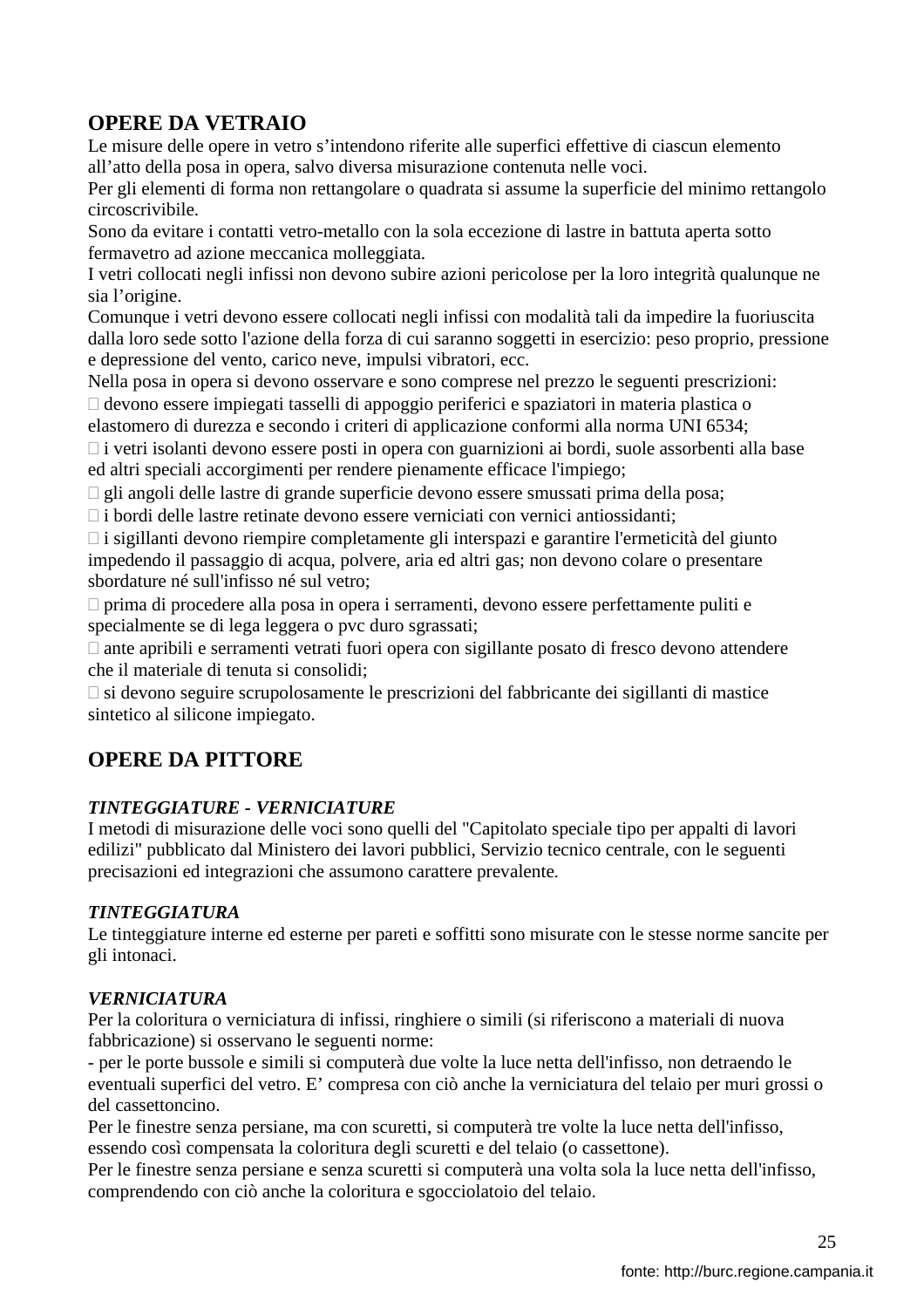## OPERE DA VETRAIO

Le misure delle opere in vetro s'intendono riferite alle superfici effettive di ciascun elemento all'atto della posa in opera, salvo diversa misurazione contenuta nelle voci.
Per gli elementi di forma non rettangolare o quadrata si assume la superficie del minimo rettangolo circoscrivibile.
Sono da evitare i contatti vetro-metallo con la sola eccezione di lastre in battuta aperta sotto fermavetro ad azione meccanica molleggiata.
I vetri collocati negli infissi non devono subire azioni pericolose per la loro integrità qualunque ne sia l'origine.
Comunque i vetri devono essere collocati negli infissi con modalità tali da impedire la fuoriuscita dalla loro sede sotto l'azione della forza di cui saranno soggetti in esercizio: peso proprio, pressione e depressione del vento, carico neve, impulsi vibratori, ecc.
Nella posa in opera si devono osservare e sono comprese nel prezzo le seguenti prescrizioni:

- devono essere impiegati tasselli di appoggio periferici e spaziatori in materia plastica o elastomero di durezza e secondo i criteri di applicazione conformi alla norma UNI 6534;
- i vetri isolanti devono essere posti in opera con guarnizioni ai bordi, suole assorbenti alla base ed altri speciali accorgimenti per rendere pienamente efficace l'impiego;
- gli angoli delle lastre di grande superficie devono essere smussati prima della posa;
- i bordi delle lastre retinate devono essere verniciati con vernici antiossidanti;
- i sigillanti devono riempire completamente gli interspazi e garantire l'ermeticità del giunto impedendo il passaggio di acqua, polvere, aria ed altri gas; non devono colare o presentare sbordature né sull'infisso né sul vetro;
- prima di procedere alla posa in opera i serramenti, devono essere perfettamente puliti e specialmente se di lega leggera o pvc duro sgrassati;
- ante apribili e serramenti vetrati fuori opera con sigillante posato di fresco devono attendere che il materiale di tenuta si consolidi;
- si devono seguire scrupolosamente le prescrizioni del fabbricante dei sigillanti di mastice sintetico al silicone impiegato.

## OPERE DA PITTORE

### *TINTEGGIATURE - VERNICIATURE*

I metodi di misurazione delle voci sono quelli del "Capitolato speciale tipo per appalti di lavori edilizi" pubblicato dal Ministero dei lavori pubblici, Servizio tecnico centrale, con le seguenti precisazioni ed integrazioni che assumono carattere prevalente.

### *TINTEGGIATURA*

Le tinteggiature interne ed esterne per pareti e soffitti sono misurate con le stesse norme sancite per gli intonaci.

### *VERNICIATURA*

Per la coloritura o verniciatura di infissi, ringhiere o simili (si riferiscono a materiali di nuova fabbricazione) si osservano le seguenti norme:

- per le porte bussole e simili si computerà due volte la luce netta dell'infisso, non detraendo le eventuali superfici del vetro. E' compresa con ciò anche la verniciatura del telaio per muri grossi o del cassettoncino.

Per le finestre senza persiane, ma con scuretti, si computerà tre volte la luce netta dell'infisso, essendo così compensata la coloritura degli scuretti e del telaio (o cassettone).
Per le finestre senza persiane e senza scuretti si computerà una volta sola la luce netta dell'infisso, comprendendo con ciò anche la coloritura e sgocciolatoio del telaio.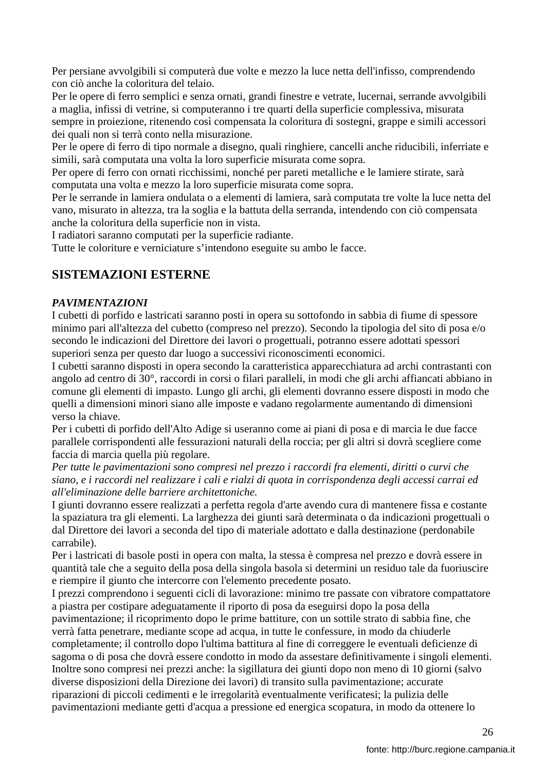Per persiane avvolgibili si computerà due volte e mezzo la luce netta dell'infisso, comprendendo con ciò anche la coloritura del telaio.
Per le opere di ferro semplici e senza ornati, grandi finestre e vetrate, lucernai, serrande avvolgibili a maglia, infissi di vetrine, si computeranno i tre quarti della superficie complessiva, misurata sempre in proiezione, ritenendo così compensata la coloritura di sostegni, grappe e simili accessori dei quali non si terrà conto nella misurazione.
Per le opere di ferro di tipo normale a disegno, quali ringhiere, cancelli anche riducibili, inferriate e simili, sarà computata una volta la loro superficie misurata come sopra.
Per opere di ferro con ornati ricchissimi, nonché per pareti metalliche e le lamiere stirate, sarà computata una volta e mezzo la loro superficie misurata come sopra.
Per le serrande in lamiera ondulata o a elementi di lamiera, sarà computata tre volte la luce netta del vano, misurato in altezza, tra la soglia e la battuta della serranda, intendendo con ciò compensata anche la coloritura della superficie non in vista.
I radiatori saranno computati per la superficie radiante.
Tutte le coloriture e verniciature s'intendono eseguite su ambo le facce.

## SISTEMAZIONI ESTERNE

### *PAVIMENTAZIONI*

I cubetti di porfido e lastricati saranno posti in opera su sottofondo in sabbia di fiume di spessore minimo pari all'altezza del cubetto (compreso nel prezzo). Secondo la tipologia del sito di posa e/o secondo le indicazioni del Direttore dei lavori o progettuali, potranno essere adottati spessori superiori senza per questo dar luogo a successivi riconoscimenti economici.
I cubetti saranno disposti in opera secondo la caratteristica apparecchiatura ad archi contrastanti con angolo ad centro di 30°, raccordi in corsi o filari paralleli, in modi che gli archi affiancati abbiano in comune gli elementi di impasto. Lungo gli archi, gli elementi dovranno essere disposti in modo che quelli a dimensioni minori siano alle imposte e vadano regolarmente aumentando di dimensioni verso la chiave.
Per i cubetti di porfido dell'Alto Adige si useranno come ai piani di posa e di marcia le due facce parallele corrispondenti alle fessurazioni naturali della roccia; per gli altri si dovrà scegliere come faccia di marcia quella più regolare.
*Per tutte le pavimentazioni sono compresi nel prezzo i raccordi fra elementi, diritti o curvi che siano, e i raccordi nel realizzare i cali e rialzi di quota in corrispondenza degli accessi carrai ed all'eliminazione delle barriere architettoniche.*
I giunti dovranno essere realizzati a perfetta regola d'arte avendo cura di mantenere fissa e costante la spaziatura tra gli elementi. La larghezza dei giunti sarà determinata o da indicazioni progettuali o dal Direttore dei lavori a seconda del tipo di materiale adottato e dalla destinazione (perdonabile carrabile).
Per i lastricati di basole posti in opera con malta, la stessa è compresa nel prezzo e dovrà essere in quantità tale che a seguito della posa della singola basola si determini un residuo tale da fuoriuscire e riempire il giunto che intercorre con l'elemento precedente posato.
I prezzi comprendono i seguenti cicli di lavorazione: minimo tre passate con vibratore compattatore a piastra per costipare adeguatamente il riporto di posa da eseguirsi dopo la posa della pavimentazione; il ricoprimento dopo le prime battiture, con un sottile strato di sabbia fine, che verrà fatta penetrare, mediante scope ad acqua, in tutte le confessure, in modo da chiuderle completamente; il controllo dopo l'ultima battitura al fine di correggere le eventuali deficienze di sagoma o di posa che dovrà essere condotto in modo da assestare definitivamente i singoli elementi.
Inoltre sono compresi nei prezzi anche: la sigillatura dei giunti dopo non meno di 10 giorni (salvo diverse disposizioni della Direzione dei lavori) di transito sulla pavimentazione; accurate riparazioni di piccoli cedimenti e le irregolarità eventualmente verificatesi; la pulizia delle pavimentazioni mediante getti d'acqua a pressione ed energica scopatura, in modo da ottenere lo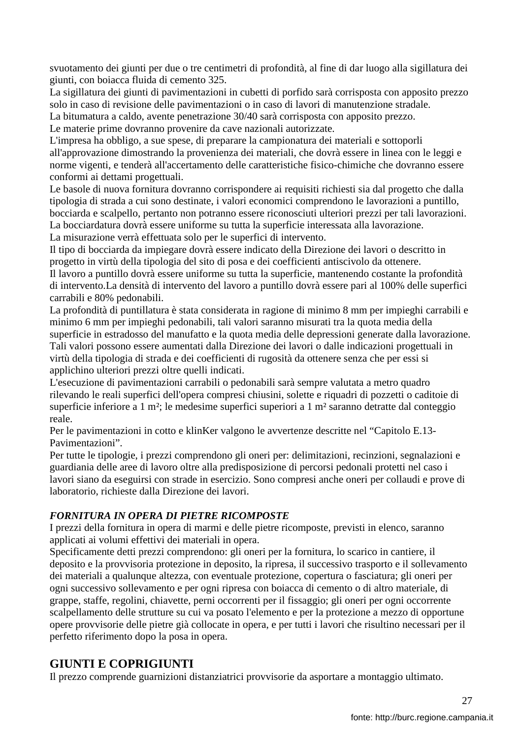svuotamento dei giunti per due o tre centimetri di profondità, al fine di dar luogo alla sigillatura dei giunti, con boiacca fluida di cemento 325.

La sigillatura dei giunti di pavimentazioni in cubetti di porfido sarà corrisposta con apposito prezzo solo in caso di revisione delle pavimentazioni o in caso di lavori di manutenzione stradale.

La bitumatura a caldo, avente penetrazione 30/40 sarà corrisposta con apposito prezzo.

Le materie prime dovranno provenire da cave nazionali autorizzate.

L'impresa ha obbligo, a sue spese, di preparare la campionatura dei materiali e sottoporli all'approvazione dimostrando la provenienza dei materiali, che dovrà essere in linea con le leggi e norme vigenti, e tenderà all'accertamento delle caratteristiche fisico-chimiche che dovranno essere conformi ai dettami progettuali.

Le basole di nuova fornitura dovranno corrispondere ai requisiti richiesti sia dal progetto che dalla tipologia di strada a cui sono destinate, i valori economici comprendono le lavorazioni a puntillo, bocciarda e scalpello, pertanto non potranno essere riconosciuti ulteriori prezzi per tali lavorazioni.

La bocciardatura dovrà essere uniforme su tutta la superficie interessata alla lavorazione.

La misurazione verrà effettuata solo per le superfici di intervento.

Il tipo di bocciarda da impiegare dovrà essere indicato della Direzione dei lavori o descritto in progetto in virtù della tipologia del sito di posa e dei coefficienti antiscivolo da ottenere.

Il lavoro a puntillo dovrà essere uniforme su tutta la superficie, mantenendo costante la profondità di intervento.La densità di intervento del lavoro a puntillo dovrà essere pari al 100% delle superfici carrabili e 80% pedonabili.

La profondità di puntillatura è stata considerata in ragione di minimo 8 mm per impieghi carrabili e minimo 6 mm per impieghi pedonabili, tali valori saranno misurati tra la quota media della superficie in estradosso del manufatto e la quota media delle depressioni generate dalla lavorazione.

Tali valori possono essere aumentati dalla Direzione dei lavori o dalle indicazioni progettuali in virtù della tipologia di strada e dei coefficienti di rugosità da ottenere senza che per essi si applichino ulteriori prezzi oltre quelli indicati.

L'esecuzione di pavimentazioni carrabili o pedonabili sarà sempre valutata a metro quadro rilevando le reali superfici dell'opera compresi chiusini, solette e riquadri di pozzetti o caditoie di superficie inferiore a 1 m²; le medesime superfici superiori a 1 m² saranno detratte dal conteggio reale.

Per le pavimentazioni in cotto e klinKer valgono le avvertenze descritte nel “Capitolo E.13-Pavimentazioni”.

Per tutte le tipologie, i prezzi comprendono gli oneri per: delimitazioni, recinzioni, segnalazioni e guardiania delle aree di lavoro oltre alla predisposizione di percorsi pedonali protetti nel caso i lavori siano da eseguirsi con strade in esercizio. Sono compresi anche oneri per collaudi e prove di laboratorio, richieste dalla Direzione dei lavori.

***FORNITURA IN OPERA DI PIETRE RICOMPOSTE***

I prezzi della fornitura in opera di marmi e delle pietre ricomposte, previsti in elenco, saranno applicati ai volumi effettivi dei materiali in opera.

Specificamente detti prezzi comprendono: gli oneri per la fornitura, lo scarico in cantiere, il deposito e la provvisoria protezione in deposito, la ripresa, il successivo trasporto e il sollevamento dei materiali a qualunque altezza, con eventuale protezione, copertura o fasciatura; gli oneri per ogni successivo sollevamento e per ogni ripresa con boiacca di cemento o di altro materiale, di grappe, staffe, regolini, chiavette, perni occorrenti per il fissaggio; gli oneri per ogni occorrente scalpellamento delle strutture su cui va posato l'elemento e per la protezione a mezzo di opportune opere provvisorie delle pietre già collocate in opera, e per tutti i lavori che risultino necessari per il perfetto riferimento dopo la posa in opera.

## GIUNTI E COPRIGIUNTI

Il prezzo comprende guarnizioni distanziatrici provvisorie da asportare a montaggio ultimato.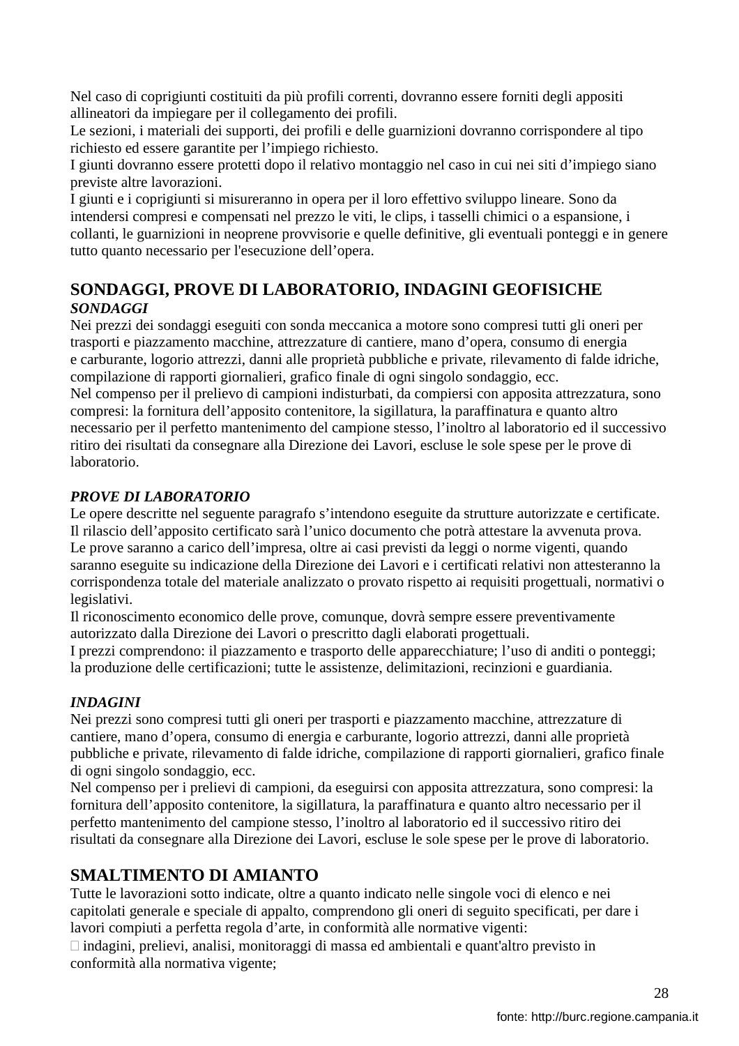Nel caso di coprigiunti costituiti da più profili correnti, dovranno essere forniti degli appositi allineatori da impiegare per il collegamento dei profili.
Le sezioni, i materiali dei supporti, dei profili e delle guarnizioni dovranno corrispondere al tipo richiesto ed essere garantite per l'impiego richiesto.
I giunti dovranno essere protetti dopo il relativo montaggio nel caso in cui nei siti d'impiego siano previste altre lavorazioni.
I giunti e i coprigiunti si misureranno in opera per il loro effettivo sviluppo lineare. Sono da intendersi compresi e compensati nel prezzo le viti, le clips, i tasselli chimici o a espansione, i collanti, le guarnizioni in neoprene provvisorie e quelle definitive, gli eventuali ponteggi e in genere tutto quanto necessario per l'esecuzione dell'opera.

## SONDAGGI, PROVE DI LABORATORIO, INDAGINI GEOFISICHE

***SONDAGGI***

Nei prezzi dei sondaggi eseguiti con sonda meccanica a motore sono compresi tutti gli oneri per trasporti e piazzamento macchine, attrezzature di cantiere, mano d'opera, consumo di energia e carburante, logorio attrezzi, danni alle proprietà pubbliche e private, rilevamento di falde idriche, compilazione di rapporti giornalieri, grafico finale di ogni singolo sondaggio, ecc.
Nel compenso per il prelievo di campioni indisturbati, da compiersi con apposita attrezzatura, sono compresi: la fornitura dell'apposito contenitore, la sigillatura, la paraffinatura e quanto altro necessario per il perfetto mantenimento del campione stesso, l'inoltro al laboratorio ed il successivo ritiro dei risultati da consegnare alla Direzione dei Lavori, escluse le sole spese per le prove di laboratorio.

***PROVE DI LABORATORIO***

Le opere descritte nel seguente paragrafo s'intendono eseguite da strutture autorizzate e certificate.
Il rilascio dell'apposito certificato sarà l'unico documento che potrà attestare la avvenuta prova.
Le prove saranno a carico dell'impresa, oltre ai casi previsti da leggi o norme vigenti, quando saranno eseguite su indicazione della Direzione dei Lavori e i certificati relativi non attesteranno la corrispondenza totale del materiale analizzato o provato rispetto ai requisiti progettuali, normativi o legislativi.
Il riconoscimento economico delle prove, comunque, dovrà sempre essere preventivamente autorizzato dalla Direzione dei Lavori o prescritto dagli elaborati progettuali.
I prezzi comprendono: il piazzamento e trasporto delle apparecchiature; l'uso di anditi o ponteggi; la produzione delle certificazioni; tutte le assistenze, delimitazioni, recinzioni e guardiania.

***INDAGINI***

Nei prezzi sono compresi tutti gli oneri per trasporti e piazzamento macchine, attrezzature di cantiere, mano d'opera, consumo di energia e carburante, logorio attrezzi, danni alle proprietà pubbliche e private, rilevamento di falde idriche, compilazione di rapporti giornalieri, grafico finale di ogni singolo sondaggio, ecc.
Nel compenso per i prelievi di campioni, da eseguirsi con apposita attrezzatura, sono compresi: la fornitura dell'apposito contenitore, la sigillatura, la paraffinatura e quanto altro necessario per il perfetto mantenimento del campione stesso, l'inoltro al laboratorio ed il successivo ritiro dei risultati da consegnare alla Direzione dei Lavori, escluse le sole spese per le prove di laboratorio.

## SMALTIMENTO DI AMIANTO

Tutte le lavorazioni sotto indicate, oltre a quanto indicato nelle singole voci di elenco e nei capitolati generale e speciale di appalto, comprendono gli oneri di seguito specificati, per dare i lavori compiuti a perfetta regola d'arte, in conformità alle normative vigenti:

- indagini, prelievi, analisi, monitoraggi di massa ed ambientali e quant'altro previsto in conformità alla normativa vigente;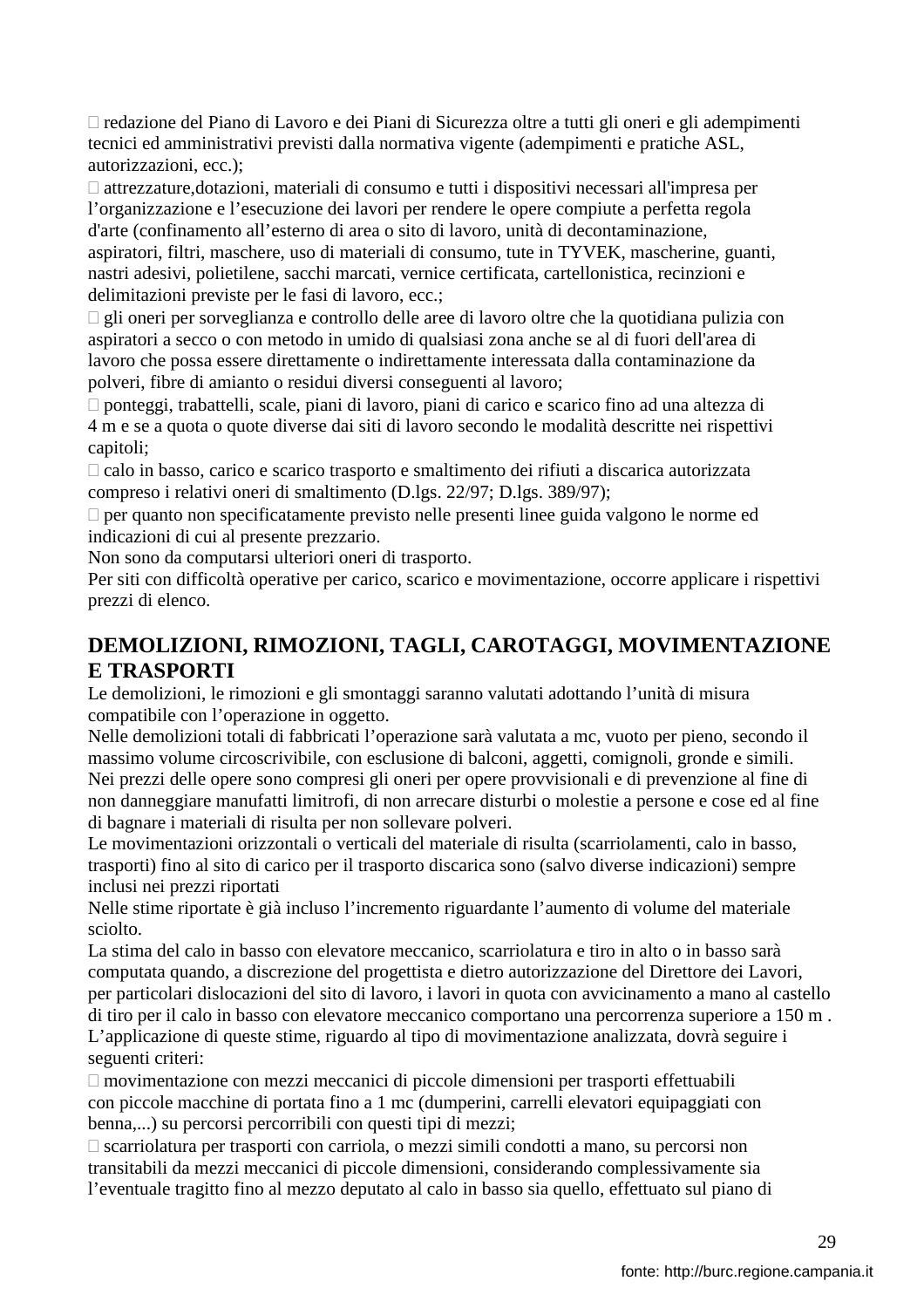-  redazione del Piano di Lavoro e dei Piani di Sicurezza oltre a tutti gli oneri e gli adempimenti tecnici ed amministrativi previsti dalla normativa vigente (adempimenti e pratiche ASL, autorizzazioni, ecc.);
-  attrezzature,dotazioni, materiali di consumo e tutti i dispositivi necessari all'impresa per l'organizzazione e l'esecuzione dei lavori per rendere le opere compiute a perfetta regola d'arte (confinamento all'esterno di area o sito di lavoro, unità di decontaminazione, aspiratori, filtri, maschere, uso di materiali di consumo, tute in TYVEK, mascherine, guanti, nastri adesivi, polietilene, sacchi marcati, vernice certificata, cartellonistica, recinzioni e delimitazioni previste per le fasi di lavoro, ecc.;
-  gli oneri per sorveglianza e controllo delle aree di lavoro oltre che la quotidiana pulizia con aspiratori a secco o con metodo in umido di qualsiasi zona anche se al di fuori dell'area di lavoro che possa essere direttamente o indirettamente interessata dalla contaminazione da polveri, fibre di amianto o residui diversi conseguenti al lavoro;
-  ponteggi, trabattelli, scale, piani di lavoro, piani di carico e scarico fino ad una altezza di 4 m e se a quota o quote diverse dai siti di lavoro secondo le modalità descritte nei rispettivi capitoli;
-  calo in basso, carico e scarico trasporto e smaltimento dei rifiuti a discarica autorizzata compreso i relativi oneri di smaltimento (D.lgs. 22/97; D.lgs. 389/97);
-  per quanto non specificatamente previsto nelle presenti linee guida valgono le norme ed indicazioni di cui al presente prezzario.

Non sono da computarsi ulteriori oneri di trasporto.
Per siti con difficoltà operative per carico, scarico e movimentazione, occorre applicare i rispettivi prezzi di elenco.

## DEMOLIZIONI, RIMOZIONI, TAGLI, CAROTAGGI, MOVIMENTAZIONE E TRASPORTI

Le demolizioni, le rimozioni e gli smontaggi saranno valutati adottando l'unità di misura compatibile con l'operazione in oggetto.
Nelle demolizioni totali di fabbricati l'operazione sarà valutata a mc, vuoto per pieno, secondo il massimo volume circoscrivibile, con esclusione di balconi, aggetti, comignoli, gronde e simili.
Nei prezzi delle opere sono compresi gli oneri per opere provvisionali e di prevenzione al fine di non danneggiare manufatti limitrofi, di non arrecare disturbi o molestie a persone e cose ed al fine di bagnare i materiali di risulta per non sollevare polveri.
Le movimentazioni orizzontali o verticali del materiale di risulta (scarriolamenti, calo in basso, trasporti) fino al sito di carico per il trasporto discarica sono (salvo diverse indicazioni) sempre inclusi nei prezzi riportati
Nelle stime riportate è già incluso l'incremento riguardante l'aumento di volume del materiale sciolto.
La stima del calo in basso con elevatore meccanico, scarriolatura e tiro in alto o in basso sarà computata quando, a discrezione del progettista e dietro autorizzazione del Direttore dei Lavori, per particolari dislocazioni del sito di lavoro, i lavori in quota con avvicinamento a mano al castello di tiro per il calo in basso con elevatore meccanico comportano una percorrenza superiore a 150 m .
L'applicazione di queste stime, riguardo al tipo di movimentazione analizzata, dovrà seguire i seguenti criteri:

-  movimentazione con mezzi meccanici di piccole dimensioni per trasporti effettuabili con piccole macchine di portata fino a 1 mc (dumperini, carrelli elevatori equipaggiati con benna,...) su percorsi percorribili con questi tipi di mezzi;
-  scarriolatura per trasporti con carriola, o mezzi simili condotti a mano, su percorsi non transitabili da mezzi meccanici di piccole dimensioni, considerando complessivamente sia l'eventuale tragitto fino al mezzo deputato al calo in basso sia quello, effettuato sul piano di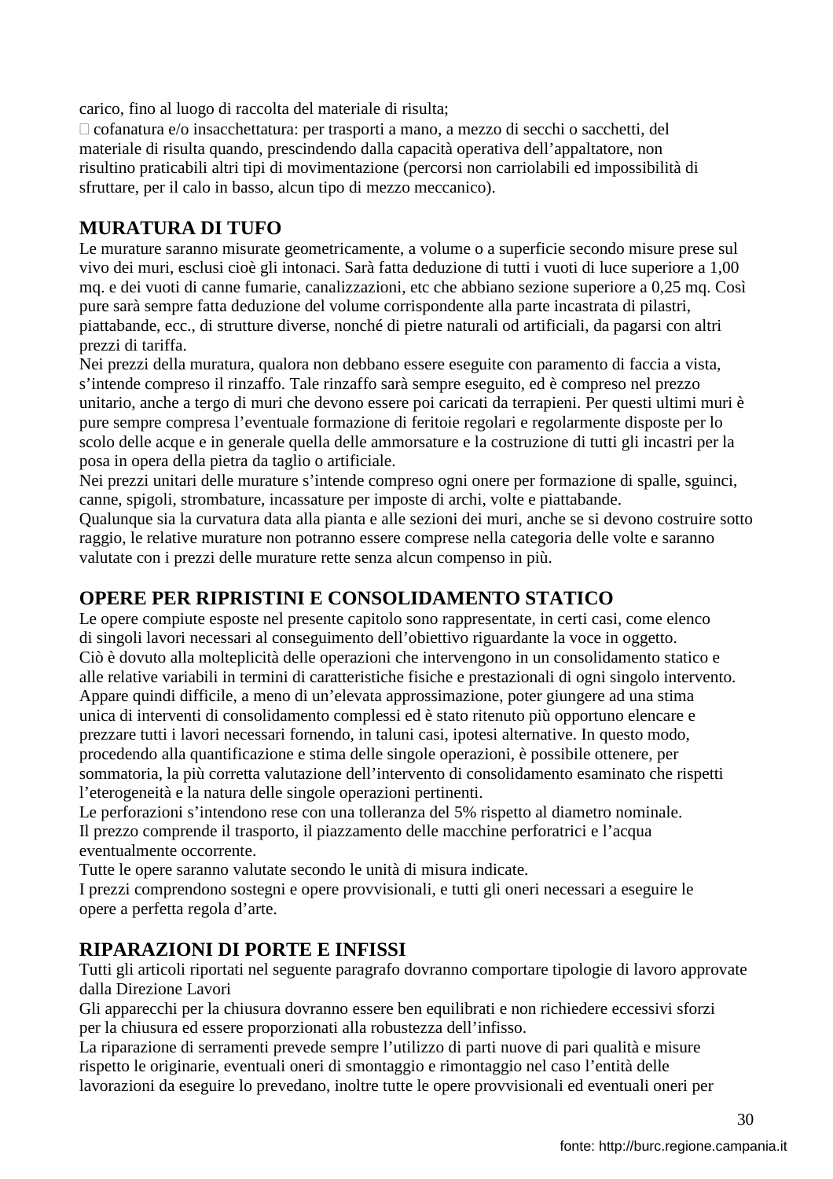carico, fino al luogo di raccolta del materiale di risulta;

- cofanatura e/o insacchettatura: per trasporti a mano, a mezzo di secchi o sacchetti, del materiale di risulta quando, prescindendo dalla capacità operativa dell'appaltatore, non risultino praticabili altri tipi di movimentazione (percorsi non carriolabili ed impossibilità di sfruttare, per il calo in basso, alcun tipo di mezzo meccanico).

## MURATURA DI TUFO

Le murature saranno misurate geometricamente, a volume o a superficie secondo misure prese sul vivo dei muri, esclusi cioè gli intonaci. Sarà fatta deduzione di tutti i vuoti di luce superiore a 1,00 mq. e dei vuoti di canne fumarie, canalizzazioni, etc che abbiano sezione superiore a 0,25 mq. Così pure sarà sempre fatta deduzione del volume corrispondente alla parte incastrata di pilastri, piattabande, ecc., di strutture diverse, nonché di pietre naturali od artificiali, da pagarsi con altri prezzi di tariffa.

Nei prezzi della muratura, qualora non debbano essere eseguite con paramento di faccia a vista, s'intende compreso il rinzaffo. Tale rinzaffo sarà sempre eseguito, ed è compreso nel prezzo unitario, anche a tergo di muri che devono essere poi caricati da terrapieni. Per questi ultimi muri è pure sempre compresa l'eventuale formazione di feritoie regolari e regolarmente disposte per lo scolo delle acque e in generale quella delle ammorsature e la costruzione di tutti gli incastri per la posa in opera della pietra da taglio o artificiale.

Nei prezzi unitari delle murature s'intende compreso ogni onere per formazione di spalle, sguinci, canne, spigoli, strombature, incassature per imposte di archi, volte e piattabande.

Qualunque sia la curvatura data alla pianta e alle sezioni dei muri, anche se si devono costruire sotto raggio, le relative murature non potranno essere comprese nella categoria delle volte e saranno valutate con i prezzi delle murature rette senza alcun compenso in più.

## OPERE PER RIPRISTINI E CONSOLIDAMENTO STATICO

Le opere compiute esposte nel presente capitolo sono rappresentate, in certi casi, come elenco di singoli lavori necessari al conseguimento dell'obiettivo riguardante la voce in oggetto.

Ciò è dovuto alla molteplicità delle operazioni che intervengono in un consolidamento statico e alle relative variabili in termini di caratteristiche fisiche e prestazionali di ogni singolo intervento.

Appare quindi difficile, a meno di un'elevata approssimazione, poter giungere ad una stima unica di interventi di consolidamento complessi ed è stato ritenuto più opportuno elencare e prezzare tutti i lavori necessari fornendo, in taluni casi, ipotesi alternative. In questo modo, procedendo alla quantificazione e stima delle singole operazioni, è possibile ottenere, per sommatoria, la più corretta valutazione dell'intervento di consolidamento esaminato che rispetti l'eterogeneità e la natura delle singole operazioni pertinenti.

Le perforazioni s'intendono rese con una tolleranza del 5% rispetto al diametro nominale.

Il prezzo comprende il trasporto, il piazzamento delle macchine perforatrici e l'acqua eventualmente occorrente.

Tutte le opere saranno valutate secondo le unità di misura indicate.

I prezzi comprendono sostegni e opere provvisionali, e tutti gli oneri necessari a eseguire le opere a perfetta regola d'arte.

## RIPARAZIONI DI PORTE E INFISSI

Tutti gli articoli riportati nel seguente paragrafo dovranno comportare tipologie di lavoro approvate dalla Direzione Lavori

Gli apparecchi per la chiusura dovranno essere ben equilibrati e non richiedere eccessivi sforzi per la chiusura ed essere proporzionati alla robustezza dell'infisso.

La riparazione di serramenti prevede sempre l'utilizzo di parti nuove di pari qualità e misure rispetto le originarie, eventuali oneri di smontaggio e rimontaggio nel caso l'entità delle lavorazioni da eseguire lo prevedano, inoltre tutte le opere provvisionali ed eventuali oneri per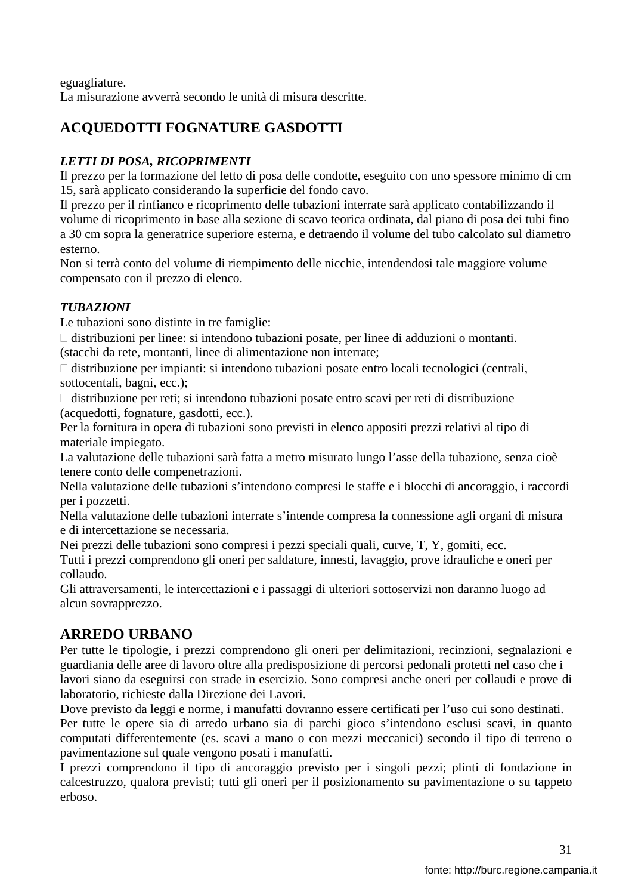eguagliature.
La misurazione avverrà secondo le unità di misura descritte.

## ACQUEDOTTI FOGNATURE GASDOTTI

***LETTI DI POSA, RICOPRIMENTI***

Il prezzo per la formazione del letto di posa delle condotte, eseguito con uno spessore minimo di cm 15, sarà applicato considerando la superficie del fondo cavo.
Il prezzo per il rinfianco e ricoprimento delle tubazioni interrate sarà applicato contabilizzando il volume di ricoprimento in base alla sezione di scavo teorica ordinata, dal piano di posa dei tubi fino a 30 cm sopra la generatrice superiore esterna, e detraendo il volume del tubo calcolato sul diametro esterno.
Non si terrà conto del volume di riempimento delle nicchie, intendendosi tale maggiore volume compensato con il prezzo di elenco.

***TUBAZIONI***

Le tubazioni sono distinte in tre famiglie:

- distribuzioni per linee: si intendono tubazioni posate, per linee di adduzioni o montanti. (stacchi da rete, montanti, linee di alimentazione non interrate;
- distribuzione per impianti: si intendono tubazioni posate entro locali tecnologici (centrali, sottocentali, bagni, ecc.);
- distribuzione per reti; si intendono tubazioni posate entro scavi per reti di distribuzione (acquedotti, fognature, gasdotti, ecc.).

Per la fornitura in opera di tubazioni sono previsti in elenco appositi prezzi relativi al tipo di materiale impiegato.
La valutazione delle tubazioni sarà fatta a metro misurato lungo l'asse della tubazione, senza cioè tenere conto delle compenetrazioni.
Nella valutazione delle tubazioni s'intendono compresi le staffe e i blocchi di ancoraggio, i raccordi per i pozzetti.
Nella valutazione delle tubazioni interrate s'intende compresa la connessione agli organi di misura e di intercettazione se necessaria.
Nei prezzi delle tubazioni sono compresi i pezzi speciali quali, curve, T, Y, gomiti, ecc.
Tutti i prezzi comprendono gli oneri per saldature, innesti, lavaggio, prove idrauliche e oneri per collaudo.
Gli attraversamenti, le intercettazioni e i passaggi di ulteriori sottoservizi non daranno luogo ad alcun sovrapprezzo.

## ARREDO URBANO

Per tutte le tipologie, i prezzi comprendono gli oneri per delimitazioni, recinzioni, segnalazioni e guardiania delle aree di lavoro oltre alla predisposizione di percorsi pedonali protetti nel caso che i lavori siano da eseguirsi con strade in esercizio. Sono compresi anche oneri per collaudi e prove di laboratorio, richieste dalla Direzione dei Lavori.
Dove previsto da leggi e norme, i manufatti dovranno essere certificati per l'uso cui sono destinati.
Per tutte le opere sia di arredo urbano sia di parchi gioco s'intendono esclusi scavi, in quanto computati differentemente (es. scavi a mano o con mezzi meccanici) secondo il tipo di terreno o pavimentazione sul quale vengono posati i manufatti.
I prezzi comprendono il tipo di ancoraggio previsto per i singoli pezzi; plinti di fondazione in calcestruzzo, qualora previsti; tutti gli oneri per il posizionamento su pavimentazione o su tappeto erboso.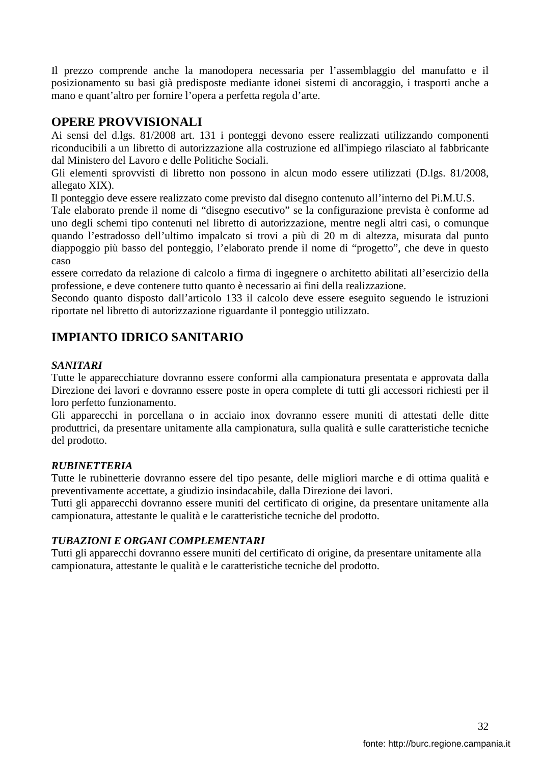Il prezzo comprende anche la manodopera necessaria per l'assemblaggio del manufatto e il posizionamento su basi già predisposte mediante idonei sistemi di ancoraggio, i trasporti anche a mano e quant'altro per fornire l'opera a perfetta regola d'arte.

## OPERE PROVVISIONALI

Ai sensi del d.lgs. 81/2008 art. 131 i ponteggi devono essere realizzati utilizzando componenti riconducibili a un libretto di autorizzazione alla costruzione ed all'impiego rilasciato al fabbricante dal Ministero del Lavoro e delle Politiche Sociali.
Gli elementi sprovvisti di libretto non possono in alcun modo essere utilizzati (D.lgs. 81/2008, allegato XIX).
Il ponteggio deve essere realizzato come previsto dal disegno contenuto all'interno del Pi.M.U.S.
Tale elaborato prende il nome di "disegno esecutivo" se la configurazione prevista è conforme ad uno degli schemi tipo contenuti nel libretto di autorizzazione, mentre negli altri casi, o comunque quando l'estradosso dell'ultimo impalcato si trovi a più di 20 m di altezza, misurata dal punto diappoggio più basso del ponteggio, l'elaborato prende il nome di "progetto", che deve in questo caso
essere corredato da relazione di calcolo a firma di ingegnere o architetto abilitati all'esercizio della professione, e deve contenere tutto quanto è necessario ai fini della realizzazione.
Secondo quanto disposto dall'articolo 133 il calcolo deve essere eseguito seguendo le istruzioni riportate nel libretto di autorizzazione riguardante il ponteggio utilizzato.

## IMPIANTO IDRICO SANITARIO

### *SANITARI*

Tutte le apparecchiature dovranno essere conformi alla campionatura presentata e approvata dalla Direzione dei lavori e dovranno essere poste in opera complete di tutti gli accessori richiesti per il loro perfetto funzionamento.
Gli apparecchi in porcellana o in acciaio inox dovranno essere muniti di attestati delle ditte produttrici, da presentare unitamente alla campionatura, sulla qualità e sulle caratteristiche tecniche del prodotto.

### *RUBINETTERIA*

Tutte le rubinetterie dovranno essere del tipo pesante, delle migliori marche e di ottima qualità e preventivamente accettate, a giudizio insindacabile, dalla Direzione dei lavori.
Tutti gli apparecchi dovranno essere muniti del certificato di origine, da presentare unitamente alla campionatura, attestante le qualità e le caratteristiche tecniche del prodotto.

### *TUBAZIONI E ORGANI COMPLEMENTARI*

Tutti gli apparecchi dovranno essere muniti del certificato di origine, da presentare unitamente alla campionatura, attestante le qualità e le caratteristiche tecniche del prodotto.